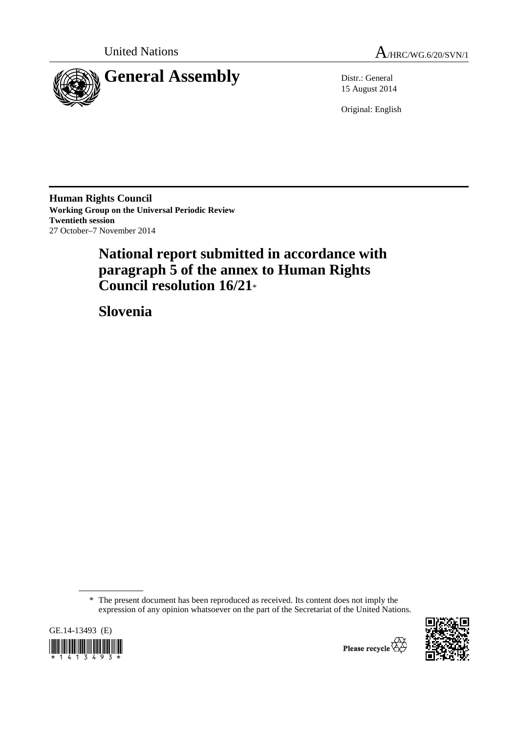United Nations A/HRC/WG.6/20/SVN/1

# General Assembly

Distr.: General
15 August 2014

Original: English

**Human Rights Council**
**Working Group on the Universal Periodic Review**
**Twentieth session**
27 October–7 November 2014

## National report submitted in accordance with paragraph 5 of the annex to Human Rights Council resolution 16/21*

## Slovenia

\* The present document has been reproduced as received. Its content does not imply the expression of any opinion whatsoever on the part of the Secretariat of the United Nations.

GE.14-13493 (E)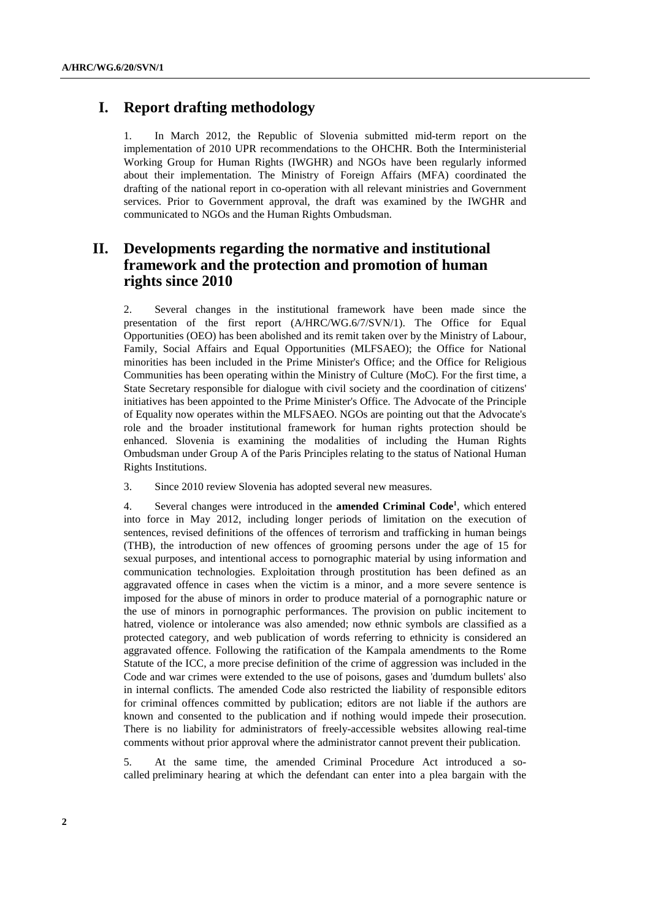## I. Report drafting methodology

1. In March 2012, the Republic of Slovenia submitted mid-term report on the implementation of 2010 UPR recommendations to the OHCHR. Both the Interministerial Working Group for Human Rights (IWGHR) and NGOs have been regularly informed about their implementation. The Ministry of Foreign Affairs (MFA) coordinated the drafting of the national report in co-operation with all relevant ministries and Government services. Prior to Government approval, the draft was examined by the IWGHR and communicated to NGOs and the Human Rights Ombudsman.

## II. Developments regarding the normative and institutional framework and the protection and promotion of human rights since 2010

2. Several changes in the institutional framework have been made since the presentation of the first report (A/HRC/WG.6/7/SVN/1). The Office for Equal Opportunities (OEO) has been abolished and its remit taken over by the Ministry of Labour, Family, Social Affairs and Equal Opportunities (MLFSAEO); the Office for National minorities has been included in the Prime Minister's Office; and the Office for Religious Communities has been operating within the Ministry of Culture (MoC). For the first time, a State Secretary responsible for dialogue with civil society and the coordination of citizens' initiatives has been appointed to the Prime Minister's Office. The Advocate of the Principle of Equality now operates within the MLFSAEO. NGOs are pointing out that the Advocate's role and the broader institutional framework for human rights protection should be enhanced. Slovenia is examining the modalities of including the Human Rights Ombudsman under Group A of the Paris Principles relating to the status of National Human Rights Institutions.

3. Since 2010 review Slovenia has adopted several new measures.

4. Several changes were introduced in the **amended Criminal Code**[1], which entered into force in May 2012, including longer periods of limitation on the execution of sentences, revised definitions of the offences of terrorism and trafficking in human beings (THB), the introduction of new offences of grooming persons under the age of 15 for sexual purposes, and intentional access to pornographic material by using information and communication technologies. Exploitation through prostitution has been defined as an aggravated offence in cases when the victim is a minor, and a more severe sentence is imposed for the abuse of minors in order to produce material of a pornographic nature or the use of minors in pornographic performances. The provision on public incitement to hatred, violence or intolerance was also amended; now ethnic symbols are classified as a protected category, and web publication of words referring to ethnicity is considered an aggravated offence. Following the ratification of the Kampala amendments to the Rome Statute of the ICC, a more precise definition of the crime of aggression was included in the Code and war crimes were extended to the use of poisons, gases and 'dumdum bullets' also in internal conflicts. The amended Code also restricted the liability of responsible editors for criminal offences committed by publication; editors are not liable if the authors are known and consented to the publication and if nothing would impede their prosecution. There is no liability for administrators of freely-accessible websites allowing real-time comments without prior approval where the administrator cannot prevent their publication.

5. At the same time, the amended Criminal Procedure Act introduced a so-called preliminary hearing at which the defendant can enter into a plea bargain with the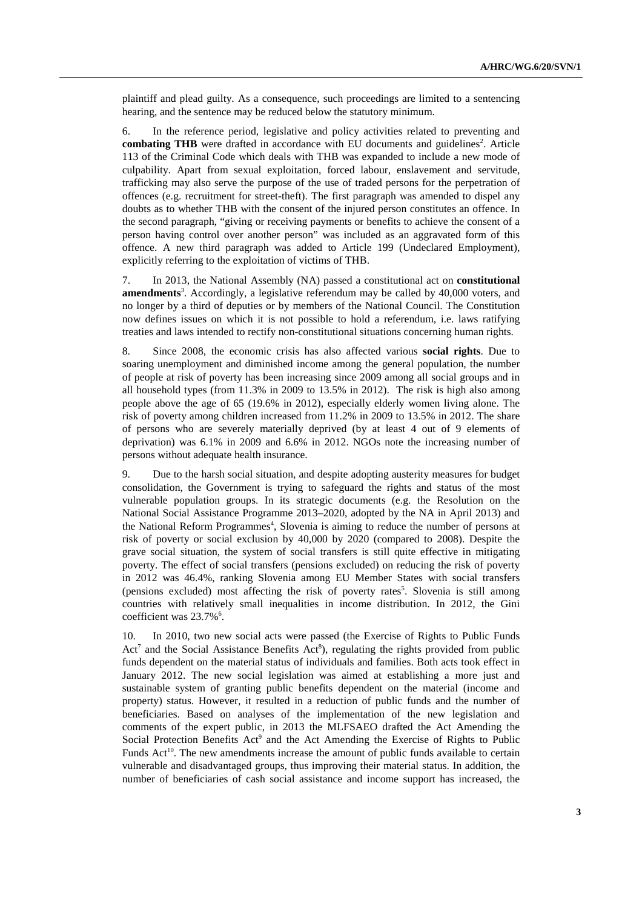plaintiff and plead guilty. As a consequence, such proceedings are limited to a sentencing hearing, and the sentence may be reduced below the statutory minimum.

6. In the reference period, legislative and policy activities related to preventing and **combating THB** were drafted in accordance with EU documents and guidelines[2]. Article 113 of the Criminal Code which deals with THB was expanded to include a new mode of culpability. Apart from sexual exploitation, forced labour, enslavement and servitude, trafficking may also serve the purpose of the use of traded persons for the perpetration of offences (e.g. recruitment for street-theft). The first paragraph was amended to dispel any doubts as to whether THB with the consent of the injured person constitutes an offence. In the second paragraph, "giving or receiving payments or benefits to achieve the consent of a person having control over another person" was included as an aggravated form of this offence. A new third paragraph was added to Article 199 (Undeclared Employment), explicitly referring to the exploitation of victims of THB.

7. In 2013, the National Assembly (NA) passed a constitutional act on **constitutional amendments**[3]. Accordingly, a legislative referendum may be called by 40,000 voters, and no longer by a third of deputies or by members of the National Council. The Constitution now defines issues on which it is not possible to hold a referendum, i.e. laws ratifying treaties and laws intended to rectify non-constitutional situations concerning human rights.

8. Since 2008, the economic crisis has also affected various **social rights**. Due to soaring unemployment and diminished income among the general population, the number of people at risk of poverty has been increasing since 2009 among all social groups and in all household types (from 11.3% in 2009 to 13.5% in 2012). The risk is high also among people above the age of 65 (19.6% in 2012), especially elderly women living alone. The risk of poverty among children increased from 11.2% in 2009 to 13.5% in 2012. The share of persons who are severely materially deprived (by at least 4 out of 9 elements of deprivation) was 6.1% in 2009 and 6.6% in 2012. NGOs note the increasing number of persons without adequate health insurance.

9. Due to the harsh social situation, and despite adopting austerity measures for budget consolidation, the Government is trying to safeguard the rights and status of the most vulnerable population groups. In its strategic documents (e.g. the Resolution on the National Social Assistance Programme 2013–2020, adopted by the NA in April 2013) and the National Reform Programmes[4], Slovenia is aiming to reduce the number of persons at risk of poverty or social exclusion by 40,000 by 2020 (compared to 2008). Despite the grave social situation, the system of social transfers is still quite effective in mitigating poverty. The effect of social transfers (pensions excluded) on reducing the risk of poverty in 2012 was 46.4%, ranking Slovenia among EU Member States with social transfers (pensions excluded) most affecting the risk of poverty rates[5]. Slovenia is still among countries with relatively small inequalities in income distribution. In 2012, the Gini coefficient was 23.7%[6].

10. In 2010, two new social acts were passed (the Exercise of Rights to Public Funds Act[7] and the Social Assistance Benefits Act[8]), regulating the rights provided from public funds dependent on the material status of individuals and families. Both acts took effect in January 2012. The new social legislation was aimed at establishing a more just and sustainable system of granting public benefits dependent on the material (income and property) status. However, it resulted in a reduction of public funds and the number of beneficiaries. Based on analyses of the implementation of the new legislation and comments of the expert public, in 2013 the MLFSAEO drafted the Act Amending the Social Protection Benefits Act[9] and the Act Amending the Exercise of Rights to Public Funds Act[10]. The new amendments increase the amount of public funds available to certain vulnerable and disadvantaged groups, thus improving their material status. In addition, the number of beneficiaries of cash social assistance and income support has increased, the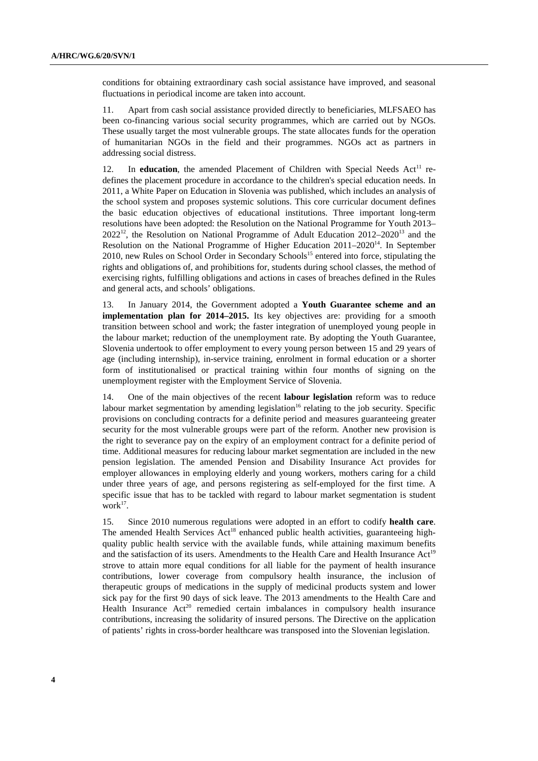conditions for obtaining extraordinary cash social assistance have improved, and seasonal fluctuations in periodical income are taken into account.

11. Apart from cash social assistance provided directly to beneficiaries, MLFSAEO has been co-financing various social security programmes, which are carried out by NGOs. These usually target the most vulnerable groups. The state allocates funds for the operation of humanitarian NGOs in the field and their programmes. NGOs act as partners in addressing social distress.

12. In **education**, the amended Placement of Children with Special Needs Act[11] re-defines the placement procedure in accordance to the children's special education needs. In 2011, a White Paper on Education in Slovenia was published, which includes an analysis of the school system and proposes systemic solutions. This core curricular document defines the basic education objectives of educational institutions. Three important long-term resolutions have been adopted: the Resolution on the National Programme for Youth 2013–2022[12], the Resolution on National Programme of Adult Education 2012–2020[13] and the Resolution on the National Programme of Higher Education 2011–2020[14]. In September 2010, new Rules on School Order in Secondary Schools[15] entered into force, stipulating the rights and obligations of, and prohibitions for, students during school classes, the method of exercising rights, fulfilling obligations and actions in cases of breaches defined in the Rules and general acts, and schools' obligations.

13. In January 2014, the Government adopted a **Youth Guarantee scheme and an implementation plan for 2014–2015.** Its key objectives are: providing for a smooth transition between school and work; the faster integration of unemployed young people in the labour market; reduction of the unemployment rate. By adopting the Youth Guarantee, Slovenia undertook to offer employment to every young person between 15 and 29 years of age (including internship), in-service training, enrolment in formal education or a shorter form of institutionalised or practical training within four months of signing on the unemployment register with the Employment Service of Slovenia.

14. One of the main objectives of the recent **labour legislation** reform was to reduce labour market segmentation by amending legislation[16] relating to the job security. Specific provisions on concluding contracts for a definite period and measures guaranteeing greater security for the most vulnerable groups were part of the reform. Another new provision is the right to severance pay on the expiry of an employment contract for a definite period of time. Additional measures for reducing labour market segmentation are included in the new pension legislation. The amended Pension and Disability Insurance Act provides for employer allowances in employing elderly and young workers, mothers caring for a child under three years of age, and persons registering as self-employed for the first time. A specific issue that has to be tackled with regard to labour market segmentation is student work[17].

15. Since 2010 numerous regulations were adopted in an effort to codify **health care**. The amended Health Services Act[18] enhanced public health activities, guaranteeing high-quality public health service with the available funds, while attaining maximum benefits and the satisfaction of its users. Amendments to the Health Care and Health Insurance Act[19] strove to attain more equal conditions for all liable for the payment of health insurance contributions, lower coverage from compulsory health insurance, the inclusion of therapeutic groups of medications in the supply of medicinal products system and lower sick pay for the first 90 days of sick leave. The 2013 amendments to the Health Care and Health Insurance Act[20] remedied certain imbalances in compulsory health insurance contributions, increasing the solidarity of insured persons. The Directive on the application of patients' rights in cross-border healthcare was transposed into the Slovenian legislation.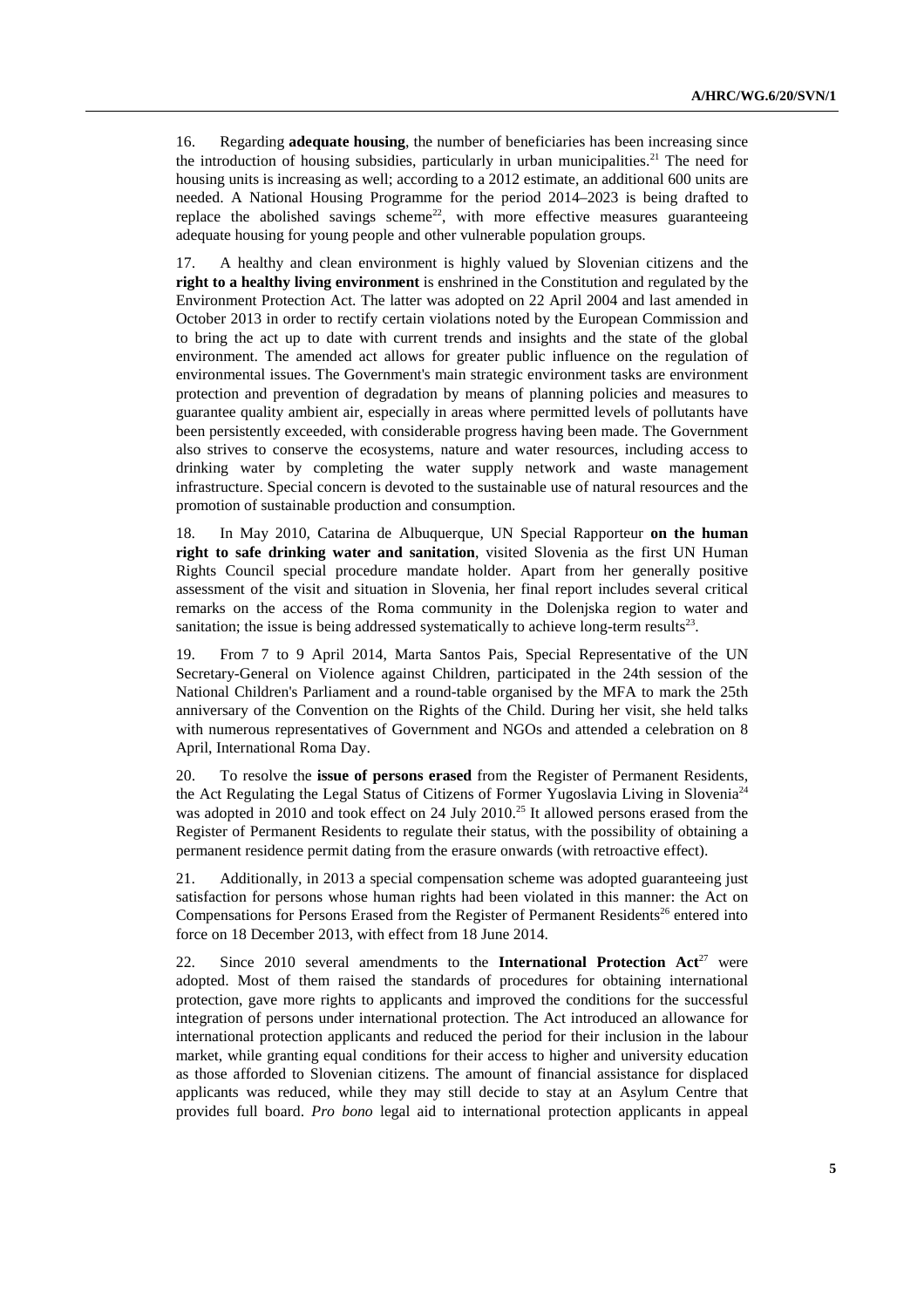16. Regarding **adequate housing**, the number of beneficiaries has been increasing since the introduction of housing subsidies, particularly in urban municipalities.[21] The need for housing units is increasing as well; according to a 2012 estimate, an additional 600 units are needed. A National Housing Programme for the period 2014–2023 is being drafted to replace the abolished savings scheme[22], with more effective measures guaranteeing adequate housing for young people and other vulnerable population groups.

17. A healthy and clean environment is highly valued by Slovenian citizens and the **right to a healthy living environment** is enshrined in the Constitution and regulated by the Environment Protection Act. The latter was adopted on 22 April 2004 and last amended in October 2013 in order to rectify certain violations noted by the European Commission and to bring the act up to date with current trends and insights and the state of the global environment. The amended act allows for greater public influence on the regulation of environmental issues. The Government's main strategic environment tasks are environment protection and prevention of degradation by means of planning policies and measures to guarantee quality ambient air, especially in areas where permitted levels of pollutants have been persistently exceeded, with considerable progress having been made. The Government also strives to conserve the ecosystems, nature and water resources, including access to drinking water by completing the water supply network and waste management infrastructure. Special concern is devoted to the sustainable use of natural resources and the promotion of sustainable production and consumption.

18. In May 2010, Catarina de Albuquerque, UN Special Rapporteur **on the human right to safe drinking water and sanitation**, visited Slovenia as the first UN Human Rights Council special procedure mandate holder. Apart from her generally positive assessment of the visit and situation in Slovenia, her final report includes several critical remarks on the access of the Roma community in the Dolenjska region to water and sanitation; the issue is being addressed systematically to achieve long-term results[23].

19. From 7 to 9 April 2014, Marta Santos Pais, Special Representative of the UN Secretary-General on Violence against Children, participated in the 24th session of the National Children's Parliament and a round-table organised by the MFA to mark the 25th anniversary of the Convention on the Rights of the Child. During her visit, she held talks with numerous representatives of Government and NGOs and attended a celebration on 8 April, International Roma Day.

20. To resolve the **issue of persons erased** from the Register of Permanent Residents, the Act Regulating the Legal Status of Citizens of Former Yugoslavia Living in Slovenia[24] was adopted in 2010 and took effect on 24 July 2010.[25] It allowed persons erased from the Register of Permanent Residents to regulate their status, with the possibility of obtaining a permanent residence permit dating from the erasure onwards (with retroactive effect).

21. Additionally, in 2013 a special compensation scheme was adopted guaranteeing just satisfaction for persons whose human rights had been violated in this manner: the Act on Compensations for Persons Erased from the Register of Permanent Residents[26] entered into force on 18 December 2013, with effect from 18 June 2014.

22. Since 2010 several amendments to the **International Protection Act**[27] were adopted. Most of them raised the standards of procedures for obtaining international protection, gave more rights to applicants and improved the conditions for the successful integration of persons under international protection. The Act introduced an allowance for international protection applicants and reduced the period for their inclusion in the labour market, while granting equal conditions for their access to higher and university education as those afforded to Slovenian citizens. The amount of financial assistance for displaced applicants was reduced, while they may still decide to stay at an Asylum Centre that provides full board. *Pro bono* legal aid to international protection applicants in appeal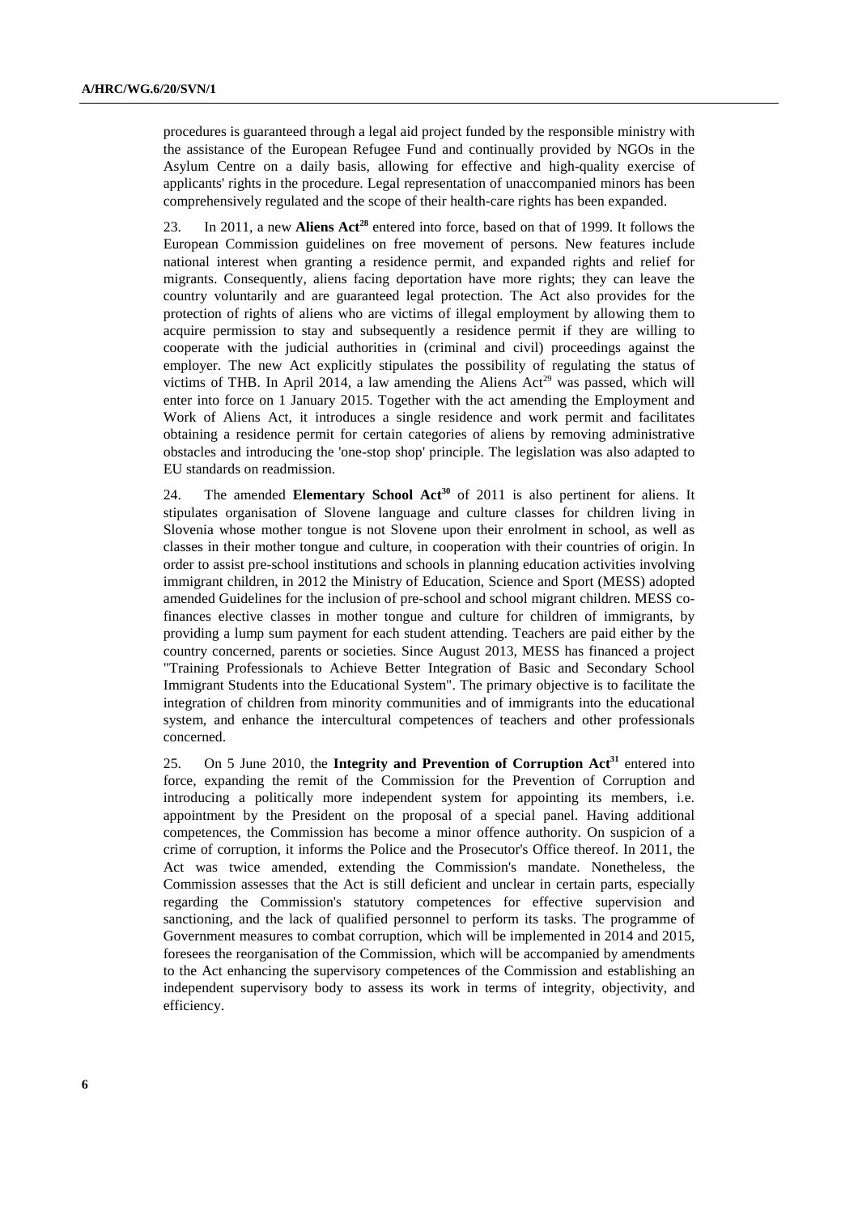procedures is guaranteed through a legal aid project funded by the responsible ministry with the assistance of the European Refugee Fund and continually provided by NGOs in the Asylum Centre on a daily basis, allowing for effective and high-quality exercise of applicants' rights in the procedure. Legal representation of unaccompanied minors has been comprehensively regulated and the scope of their health-care rights has been expanded.

23. In 2011, a new **Aliens Act**[28] entered into force, based on that of 1999. It follows the European Commission guidelines on free movement of persons. New features include national interest when granting a residence permit, and expanded rights and relief for migrants. Consequently, aliens facing deportation have more rights; they can leave the country voluntarily and are guaranteed legal protection. The Act also provides for the protection of rights of aliens who are victims of illegal employment by allowing them to acquire permission to stay and subsequently a residence permit if they are willing to cooperate with the judicial authorities in (criminal and civil) proceedings against the employer. The new Act explicitly stipulates the possibility of regulating the status of victims of THB. In April 2014, a law amending the Aliens Act[29] was passed, which will enter into force on 1 January 2015. Together with the act amending the Employment and Work of Aliens Act, it introduces a single residence and work permit and facilitates obtaining a residence permit for certain categories of aliens by removing administrative obstacles and introducing the 'one-stop shop' principle. The legislation was also adapted to EU standards on readmission.

24. The amended **Elementary School Act**[30] of 2011 is also pertinent for aliens. It stipulates organisation of Slovene language and culture classes for children living in Slovenia whose mother tongue is not Slovene upon their enrolment in school, as well as classes in their mother tongue and culture, in cooperation with their countries of origin. In order to assist pre-school institutions and schools in planning education activities involving immigrant children, in 2012 the Ministry of Education, Science and Sport (MESS) adopted amended Guidelines for the inclusion of pre-school and school migrant children. MESS co-finances elective classes in mother tongue and culture for children of immigrants, by providing a lump sum payment for each student attending. Teachers are paid either by the country concerned, parents or societies. Since August 2013, MESS has financed a project "Training Professionals to Achieve Better Integration of Basic and Secondary School Immigrant Students into the Educational System". The primary objective is to facilitate the integration of children from minority communities and of immigrants into the educational system, and enhance the intercultural competences of teachers and other professionals concerned.

25. On 5 June 2010, the **Integrity and Prevention of Corruption Act**[31] entered into force, expanding the remit of the Commission for the Prevention of Corruption and introducing a politically more independent system for appointing its members, i.e. appointment by the President on the proposal of a special panel. Having additional competences, the Commission has become a minor offence authority. On suspicion of a crime of corruption, it informs the Police and the Prosecutor's Office thereof. In 2011, the Act was twice amended, extending the Commission's mandate. Nonetheless, the Commission assesses that the Act is still deficient and unclear in certain parts, especially regarding the Commission's statutory competences for effective supervision and sanctioning, and the lack of qualified personnel to perform its tasks. The programme of Government measures to combat corruption, which will be implemented in 2014 and 2015, foresees the reorganisation of the Commission, which will be accompanied by amendments to the Act enhancing the supervisory competences of the Commission and establishing an independent supervisory body to assess its work in terms of integrity, objectivity, and efficiency.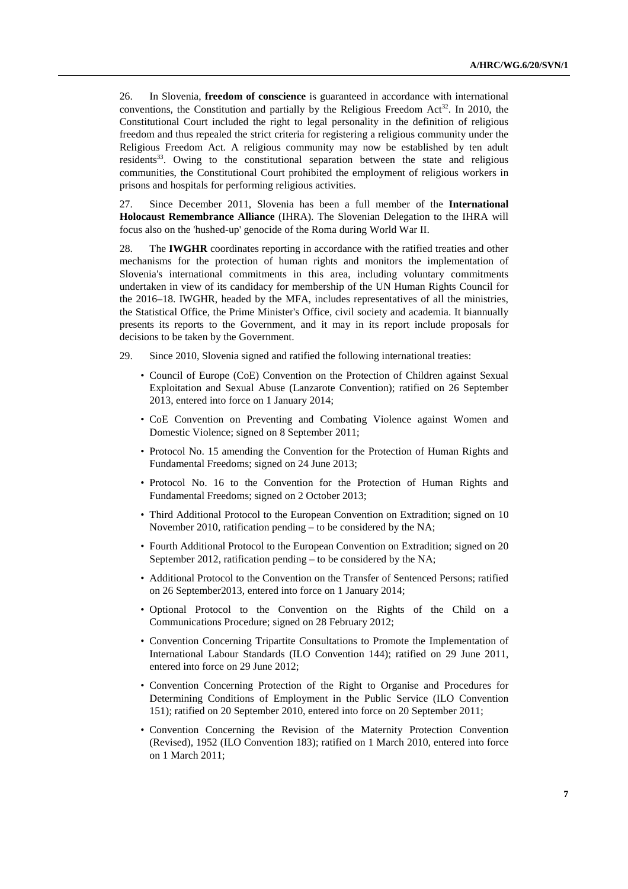26. In Slovenia, **freedom of conscience** is guaranteed in accordance with international conventions, the Constitution and partially by the Religious Freedom Act[32]. In 2010, the Constitutional Court included the right to legal personality in the definition of religious freedom and thus repealed the strict criteria for registering a religious community under the Religious Freedom Act. A religious community may now be established by ten adult residents[33]. Owing to the constitutional separation between the state and religious communities, the Constitutional Court prohibited the employment of religious workers in prisons and hospitals for performing religious activities.

27. Since December 2011, Slovenia has been a full member of the **International Holocaust Remembrance Alliance** (IHRA). The Slovenian Delegation to the IHRA will focus also on the 'hushed-up' genocide of the Roma during World War II.

28. The **IWGHR** coordinates reporting in accordance with the ratified treaties and other mechanisms for the protection of human rights and monitors the implementation of Slovenia's international commitments in this area, including voluntary commitments undertaken in view of its candidacy for membership of the UN Human Rights Council for the 2016–18. IWGHR, headed by the MFA, includes representatives of all the ministries, the Statistical Office, the Prime Minister's Office, civil society and academia. It biannually presents its reports to the Government, and it may in its report include proposals for decisions to be taken by the Government.

29. Since 2010, Slovenia signed and ratified the following international treaties:

- Council of Europe (CoE) Convention on the Protection of Children against Sexual Exploitation and Sexual Abuse (Lanzarote Convention); ratified on 26 September 2013, entered into force on 1 January 2014;
- CoE Convention on Preventing and Combating Violence against Women and Domestic Violence; signed on 8 September 2011;
- Protocol No. 15 amending the Convention for the Protection of Human Rights and Fundamental Freedoms; signed on 24 June 2013;
- Protocol No. 16 to the Convention for the Protection of Human Rights and Fundamental Freedoms; signed on 2 October 2013;
- Third Additional Protocol to the European Convention on Extradition; signed on 10 November 2010, ratification pending – to be considered by the NA;
- Fourth Additional Protocol to the European Convention on Extradition; signed on 20 September 2012, ratification pending – to be considered by the NA;
- Additional Protocol to the Convention on the Transfer of Sentenced Persons; ratified on 26 September2013, entered into force on 1 January 2014;
- Optional Protocol to the Convention on the Rights of the Child on a Communications Procedure; signed on 28 February 2012;
- Convention Concerning Tripartite Consultations to Promote the Implementation of International Labour Standards (ILO Convention 144); ratified on 29 June 2011, entered into force on 29 June 2012;
- Convention Concerning Protection of the Right to Organise and Procedures for Determining Conditions of Employment in the Public Service (ILO Convention 151); ratified on 20 September 2010, entered into force on 20 September 2011;
- Convention Concerning the Revision of the Maternity Protection Convention (Revised), 1952 (ILO Convention 183); ratified on 1 March 2010, entered into force on 1 March 2011;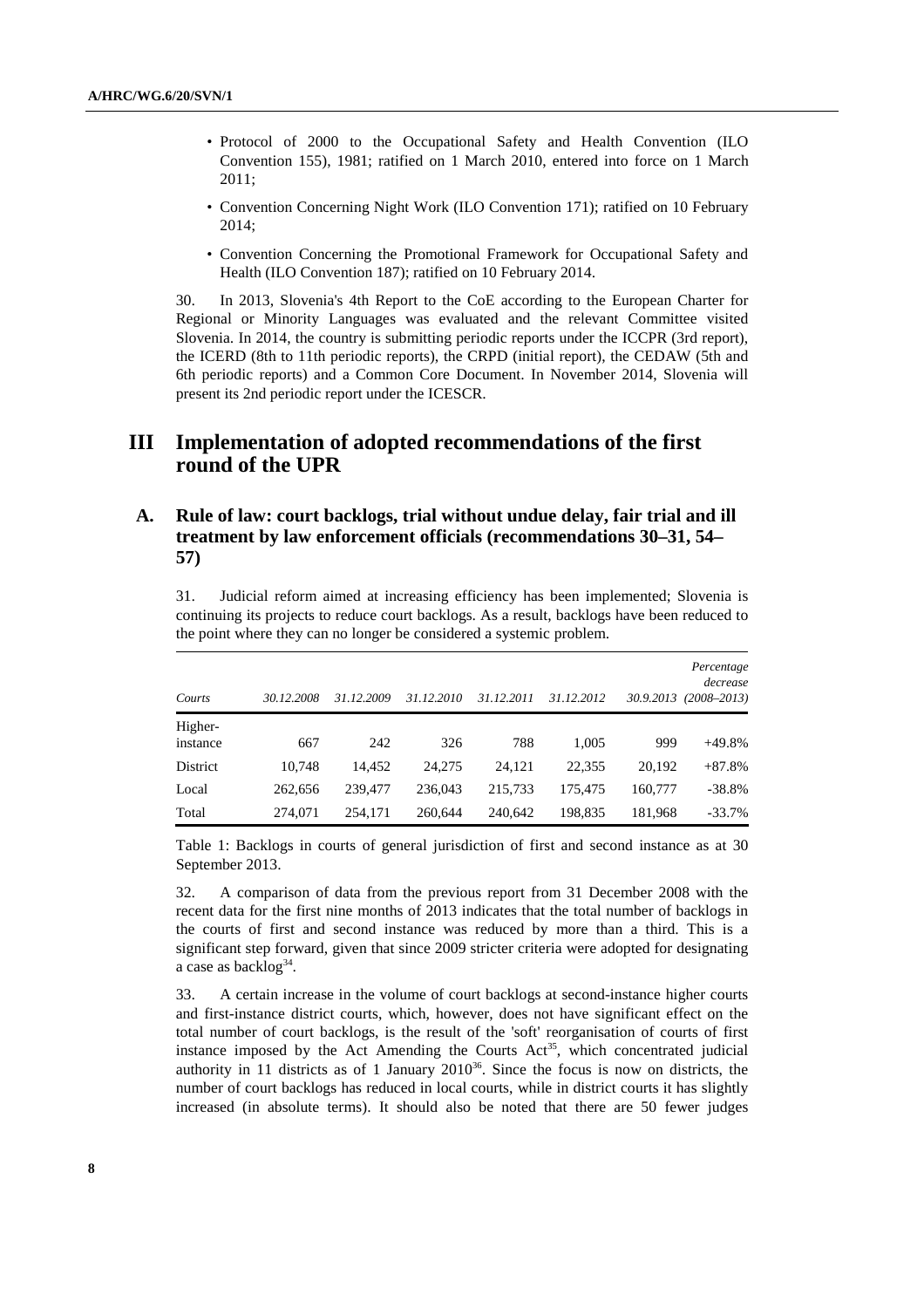- Protocol of 2000 to the Occupational Safety and Health Convention (ILO Convention 155), 1981; ratified on 1 March 2010, entered into force on 1 March 2011;
- Convention Concerning Night Work (ILO Convention 171); ratified on 10 February 2014;
- Convention Concerning the Promotional Framework for Occupational Safety and Health (ILO Convention 187); ratified on 10 February 2014.

30. In 2013, Slovenia's 4th Report to the CoE according to the European Charter for Regional or Minority Languages was evaluated and the relevant Committee visited Slovenia. In 2014, the country is submitting periodic reports under the ICCPR (3rd report), the ICERD (8th to 11th periodic reports), the CRPD (initial report), the CEDAW (5th and 6th periodic reports) and a Common Core Document. In November 2014, Slovenia will present its 2nd periodic report under the ICESCR.

# III Implementation of adopted recommendations of the first round of the UPR

## A. Rule of law: court backlogs, trial without undue delay, fair trial and ill treatment by law enforcement officials (recommendations 30–31, 54–57)

31. Judicial reform aimed at increasing efficiency has been implemented; Slovenia is continuing its projects to reduce court backlogs. As a result, backlogs have been reduced to the point where they can no longer be considered a systemic problem.

| *Courts* | *30.12.2008* | *31.12.2009* | *31.12.2010* | *31.12.2011* | *31.12.2012* | *30.9.2013* | *Percentage decrease (2008–2013)* |
|---|---|---|---|---|---|---|---|
| Higher-instance | 667 | 242 | 326 | 788 | 1,005 | 999 | +49.8% |
| District | 10,748 | 14,452 | 24,275 | 24,121 | 22,355 | 20,192 | +87.8% |
| Local | 262,656 | 239,477 | 236,043 | 215,733 | 175,475 | 160,777 | -38.8% |
| Total | 274,071 | 254,171 | 260,644 | 240,642 | 198,835 | 181,968 | -33.7% |

Table 1: Backlogs in courts of general jurisdiction of first and second instance as at 30 September 2013.

32. A comparison of data from the previous report from 31 December 2008 with the recent data for the first nine months of 2013 indicates that the total number of backlogs in the courts of first and second instance was reduced by more than a third. This is a significant step forward, given that since 2009 stricter criteria were adopted for designating a case as backlog[34].

33. A certain increase in the volume of court backlogs at second-instance higher courts and first-instance district courts, which, however, does not have significant effect on the total number of court backlogs, is the result of the 'soft' reorganisation of courts of first instance imposed by the Act Amending the Courts Act[35], which concentrated judicial authority in 11 districts as of 1 January 2010[36]. Since the focus is now on districts, the number of court backlogs has reduced in local courts, while in district courts it has slightly increased (in absolute terms). It should also be noted that there are 50 fewer judges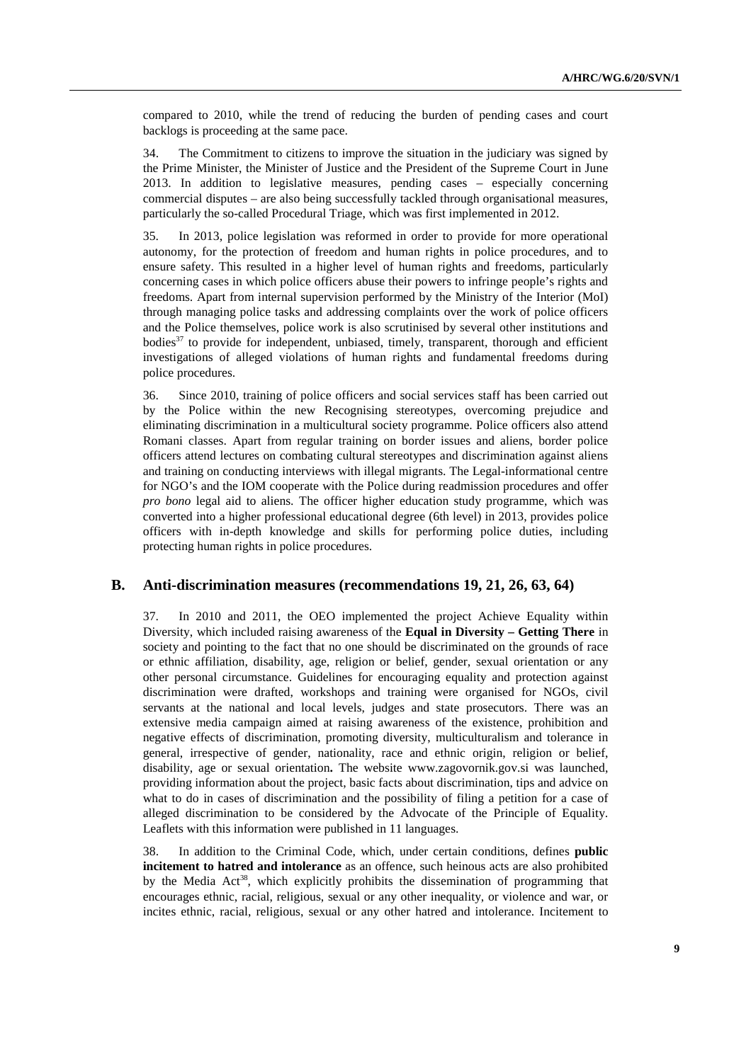compared to 2010, while the trend of reducing the burden of pending cases and court backlogs is proceeding at the same pace.

34. The Commitment to citizens to improve the situation in the judiciary was signed by the Prime Minister, the Minister of Justice and the President of the Supreme Court in June 2013. In addition to legislative measures, pending cases – especially concerning commercial disputes – are also being successfully tackled through organisational measures, particularly the so-called Procedural Triage, which was first implemented in 2012.

35. In 2013, police legislation was reformed in order to provide for more operational autonomy, for the protection of freedom and human rights in police procedures, and to ensure safety. This resulted in a higher level of human rights and freedoms, particularly concerning cases in which police officers abuse their powers to infringe people's rights and freedoms. Apart from internal supervision performed by the Ministry of the Interior (MoI) through managing police tasks and addressing complaints over the work of police officers and the Police themselves, police work is also scrutinised by several other institutions and bodies[37] to provide for independent, unbiased, timely, transparent, thorough and efficient investigations of alleged violations of human rights and fundamental freedoms during police procedures.

36. Since 2010, training of police officers and social services staff has been carried out by the Police within the new Recognising stereotypes, overcoming prejudice and eliminating discrimination in a multicultural society programme. Police officers also attend Romani classes. Apart from regular training on border issues and aliens, border police officers attend lectures on combating cultural stereotypes and discrimination against aliens and training on conducting interviews with illegal migrants. The Legal-informational centre for NGO's and the IOM cooperate with the Police during readmission procedures and offer *pro bono* legal aid to aliens. The officer higher education study programme, which was converted into a higher professional educational degree (6th level) in 2013, provides police officers with in-depth knowledge and skills for performing police duties, including protecting human rights in police procedures.

## B. Anti-discrimination measures (recommendations 19, 21, 26, 63, 64)

37. In 2010 and 2011, the OEO implemented the project Achieve Equality within Diversity, which included raising awareness of the **Equal in Diversity – Getting There** in society and pointing to the fact that no one should be discriminated on the grounds of race or ethnic affiliation, disability, age, religion or belief, gender, sexual orientation or any other personal circumstance. Guidelines for encouraging equality and protection against discrimination were drafted, workshops and training were organised for NGOs, civil servants at the national and local levels, judges and state prosecutors. There was an extensive media campaign aimed at raising awareness of the existence, prohibition and negative effects of discrimination, promoting diversity, multiculturalism and tolerance in general, irrespective of gender, nationality, race and ethnic origin, religion or belief, disability, age or sexual orientation**.** The website www.zagovornik.gov.si was launched, providing information about the project, basic facts about discrimination, tips and advice on what to do in cases of discrimination and the possibility of filing a petition for a case of alleged discrimination to be considered by the Advocate of the Principle of Equality. Leaflets with this information were published in 11 languages.

38. In addition to the Criminal Code, which, under certain conditions, defines **public incitement to hatred and intolerance** as an offence, such heinous acts are also prohibited by the Media Act[38], which explicitly prohibits the dissemination of programming that encourages ethnic, racial, religious, sexual or any other inequality, or violence and war, or incites ethnic, racial, religious, sexual or any other hatred and intolerance. Incitement to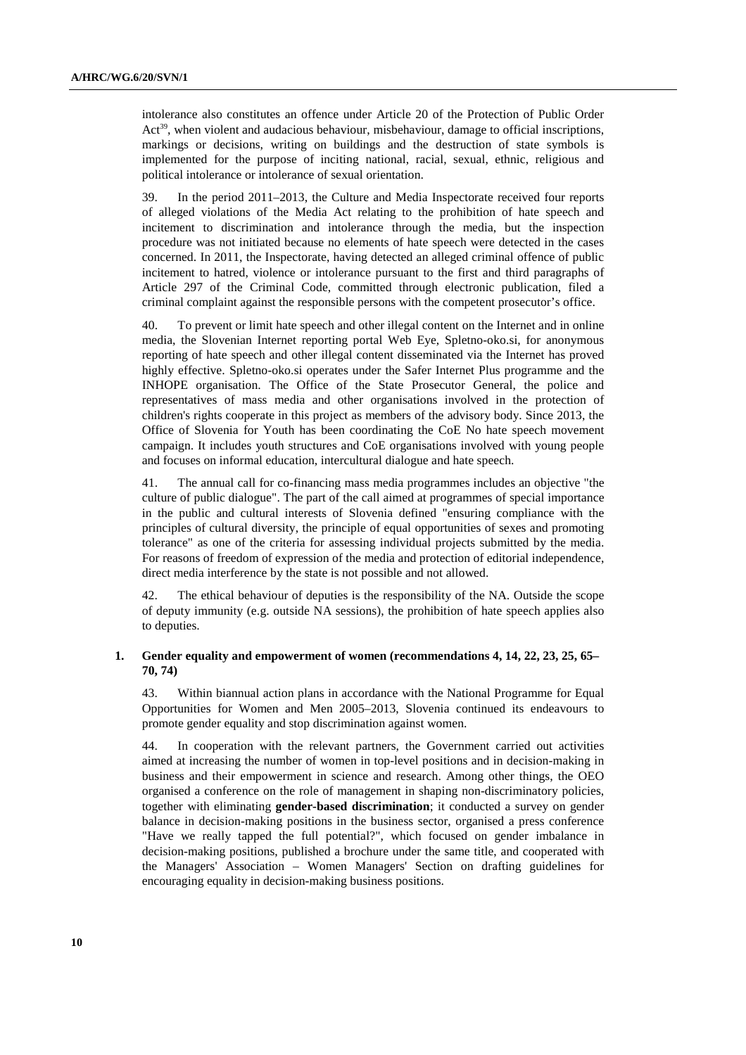intolerance also constitutes an offence under Article 20 of the Protection of Public Order Act[39], when violent and audacious behaviour, misbehaviour, damage to official inscriptions, markings or decisions, writing on buildings and the destruction of state symbols is implemented for the purpose of inciting national, racial, sexual, ethnic, religious and political intolerance or intolerance of sexual orientation.

39. In the period 2011–2013, the Culture and Media Inspectorate received four reports of alleged violations of the Media Act relating to the prohibition of hate speech and incitement to discrimination and intolerance through the media, but the inspection procedure was not initiated because no elements of hate speech were detected in the cases concerned. In 2011, the Inspectorate, having detected an alleged criminal offence of public incitement to hatred, violence or intolerance pursuant to the first and third paragraphs of Article 297 of the Criminal Code, committed through electronic publication, filed a criminal complaint against the responsible persons with the competent prosecutor's office.

40. To prevent or limit hate speech and other illegal content on the Internet and in online media, the Slovenian Internet reporting portal Web Eye, Spletno-oko.si, for anonymous reporting of hate speech and other illegal content disseminated via the Internet has proved highly effective. Spletno-oko.si operates under the Safer Internet Plus programme and the INHOPE organisation. The Office of the State Prosecutor General, the police and representatives of mass media and other organisations involved in the protection of children's rights cooperate in this project as members of the advisory body. Since 2013, the Office of Slovenia for Youth has been coordinating the CoE No hate speech movement campaign. It includes youth structures and CoE organisations involved with young people and focuses on informal education, intercultural dialogue and hate speech.

41. The annual call for co-financing mass media programmes includes an objective "the culture of public dialogue". The part of the call aimed at programmes of special importance in the public and cultural interests of Slovenia defined "ensuring compliance with the principles of cultural diversity, the principle of equal opportunities of sexes and promoting tolerance" as one of the criteria for assessing individual projects submitted by the media. For reasons of freedom of expression of the media and protection of editorial independence, direct media interference by the state is not possible and not allowed.

42. The ethical behaviour of deputies is the responsibility of the NA. Outside the scope of deputy immunity (e.g. outside NA sessions), the prohibition of hate speech applies also to deputies.

### 1. Gender equality and empowerment of women (recommendations 4, 14, 22, 23, 25, 65–70, 74)

43. Within biannual action plans in accordance with the National Programme for Equal Opportunities for Women and Men 2005–2013, Slovenia continued its endeavours to promote gender equality and stop discrimination against women.

44. In cooperation with the relevant partners, the Government carried out activities aimed at increasing the number of women in top-level positions and in decision-making in business and their empowerment in science and research. Among other things, the OEO organised a conference on the role of management in shaping non-discriminatory policies, together with eliminating **gender-based discrimination**; it conducted a survey on gender balance in decision-making positions in the business sector, organised a press conference "Have we really tapped the full potential?", which focused on gender imbalance in decision-making positions, published a brochure under the same title, and cooperated with the Managers' Association – Women Managers' Section on drafting guidelines for encouraging equality in decision-making business positions.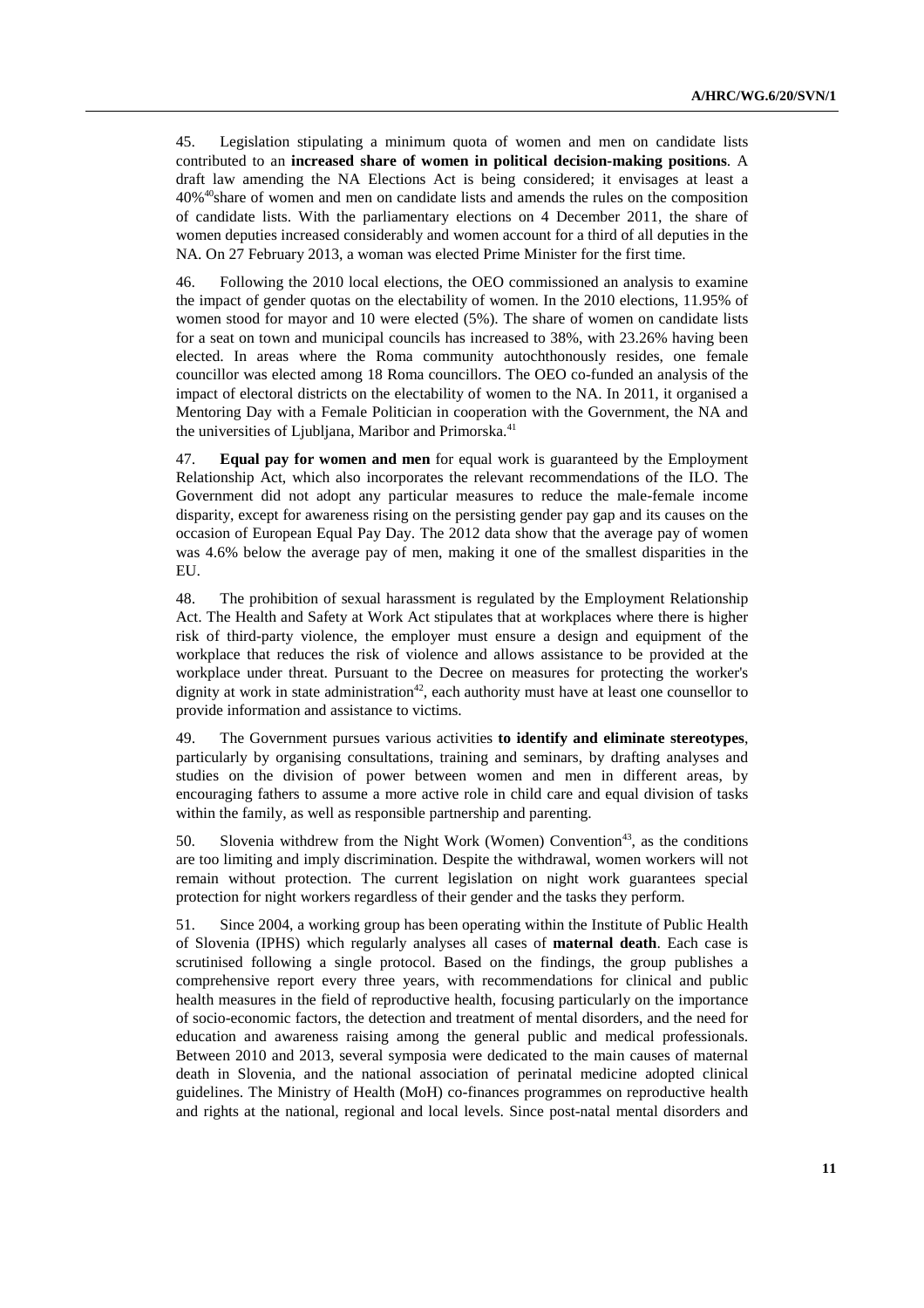45. Legislation stipulating a minimum quota of women and men on candidate lists contributed to an **increased share of women in political decision-making positions**. A draft law amending the NA Elections Act is being considered; it envisages at least a 40%[40]share of women and men on candidate lists and amends the rules on the composition of candidate lists. With the parliamentary elections on 4 December 2011, the share of women deputies increased considerably and women account for a third of all deputies in the NA. On 27 February 2013, a woman was elected Prime Minister for the first time.

46. Following the 2010 local elections, the OEO commissioned an analysis to examine the impact of gender quotas on the electability of women. In the 2010 elections, 11.95% of women stood for mayor and 10 were elected (5%). The share of women on candidate lists for a seat on town and municipal councils has increased to 38%, with 23.26% having been elected. In areas where the Roma community autochthonously resides, one female councillor was elected among 18 Roma councillors. The OEO co-funded an analysis of the impact of electoral districts on the electability of women to the NA. In 2011, it organised a Mentoring Day with a Female Politician in cooperation with the Government, the NA and the universities of Ljubljana, Maribor and Primorska.[41]

47. **Equal pay for women and men** for equal work is guaranteed by the Employment Relationship Act, which also incorporates the relevant recommendations of the ILO. The Government did not adopt any particular measures to reduce the male-female income disparity, except for awareness rising on the persisting gender pay gap and its causes on the occasion of European Equal Pay Day. The 2012 data show that the average pay of women was 4.6% below the average pay of men, making it one of the smallest disparities in the EU.

48. The prohibition of sexual harassment is regulated by the Employment Relationship Act. The Health and Safety at Work Act stipulates that at workplaces where there is higher risk of third-party violence, the employer must ensure a design and equipment of the workplace that reduces the risk of violence and allows assistance to be provided at the workplace under threat. Pursuant to the Decree on measures for protecting the worker's dignity at work in state administration[42], each authority must have at least one counsellor to provide information and assistance to victims.

49. The Government pursues various activities **to identify and eliminate stereotypes**, particularly by organising consultations, training and seminars, by drafting analyses and studies on the division of power between women and men in different areas, by encouraging fathers to assume a more active role in child care and equal division of tasks within the family, as well as responsible partnership and parenting.

50. Slovenia withdrew from the Night Work (Women) Convention[43], as the conditions are too limiting and imply discrimination. Despite the withdrawal, women workers will not remain without protection. The current legislation on night work guarantees special protection for night workers regardless of their gender and the tasks they perform.

51. Since 2004, a working group has been operating within the Institute of Public Health of Slovenia (IPHS) which regularly analyses all cases of **maternal death**. Each case is scrutinised following a single protocol. Based on the findings, the group publishes a comprehensive report every three years, with recommendations for clinical and public health measures in the field of reproductive health, focusing particularly on the importance of socio-economic factors, the detection and treatment of mental disorders, and the need for education and awareness raising among the general public and medical professionals. Between 2010 and 2013, several symposia were dedicated to the main causes of maternal death in Slovenia, and the national association of perinatal medicine adopted clinical guidelines. The Ministry of Health (MoH) co-finances programmes on reproductive health and rights at the national, regional and local levels. Since post-natal mental disorders and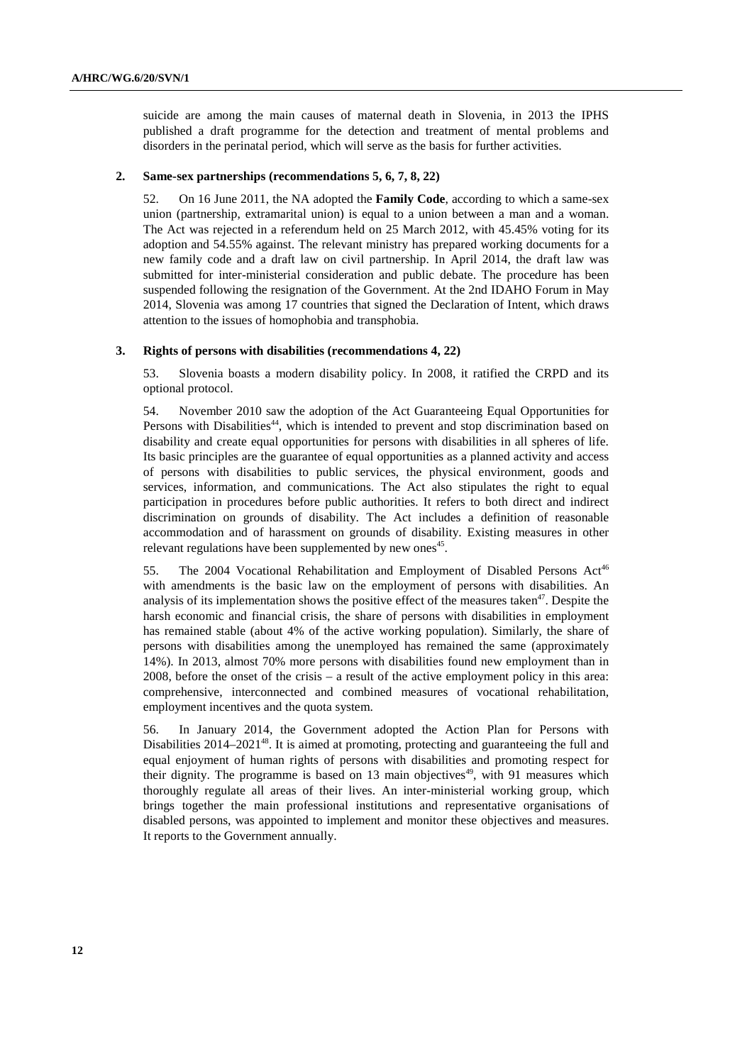suicide are among the main causes of maternal death in Slovenia, in 2013 the IPHS published a draft programme for the detection and treatment of mental problems and disorders in the perinatal period, which will serve as the basis for further activities.

### 2. Same-sex partnerships (recommendations 5, 6, 7, 8, 22)

52. On 16 June 2011, the NA adopted the **Family Code**, according to which a same-sex union (partnership, extramarital union) is equal to a union between a man and a woman. The Act was rejected in a referendum held on 25 March 2012, with 45.45% voting for its adoption and 54.55% against. The relevant ministry has prepared working documents for a new family code and a draft law on civil partnership. In April 2014, the draft law was submitted for inter-ministerial consideration and public debate. The procedure has been suspended following the resignation of the Government. At the 2nd IDAHO Forum in May 2014, Slovenia was among 17 countries that signed the Declaration of Intent, which draws attention to the issues of homophobia and transphobia.

### 3. Rights of persons with disabilities (recommendations 4, 22)

53. Slovenia boasts a modern disability policy. In 2008, it ratified the CRPD and its optional protocol.

54. November 2010 saw the adoption of the Act Guaranteeing Equal Opportunities for Persons with Disabilities[44], which is intended to prevent and stop discrimination based on disability and create equal opportunities for persons with disabilities in all spheres of life. Its basic principles are the guarantee of equal opportunities as a planned activity and access of persons with disabilities to public services, the physical environment, goods and services, information, and communications. The Act also stipulates the right to equal participation in procedures before public authorities. It refers to both direct and indirect discrimination on grounds of disability. The Act includes a definition of reasonable accommodation and of harassment on grounds of disability. Existing measures in other relevant regulations have been supplemented by new ones[45].

55. The 2004 Vocational Rehabilitation and Employment of Disabled Persons Act[46] with amendments is the basic law on the employment of persons with disabilities. An analysis of its implementation shows the positive effect of the measures taken[47]. Despite the harsh economic and financial crisis, the share of persons with disabilities in employment has remained stable (about 4% of the active working population). Similarly, the share of persons with disabilities among the unemployed has remained the same (approximately 14%). In 2013, almost 70% more persons with disabilities found new employment than in 2008, before the onset of the crisis – a result of the active employment policy in this area: comprehensive, interconnected and combined measures of vocational rehabilitation, employment incentives and the quota system.

56. In January 2014, the Government adopted the Action Plan for Persons with Disabilities 2014–2021[48]. It is aimed at promoting, protecting and guaranteeing the full and equal enjoyment of human rights of persons with disabilities and promoting respect for their dignity. The programme is based on 13 main objectives[49], with 91 measures which thoroughly regulate all areas of their lives. An inter-ministerial working group, which brings together the main professional institutions and representative organisations of disabled persons, was appointed to implement and monitor these objectives and measures. It reports to the Government annually.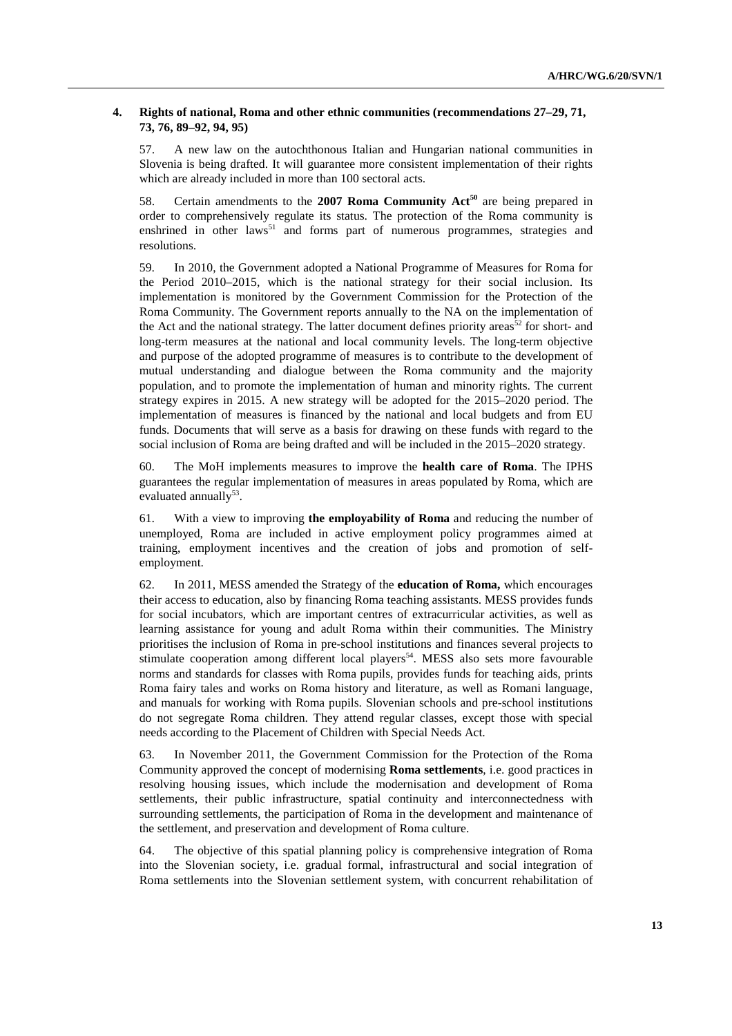## 4. Rights of national, Roma and other ethnic communities (recommendations 27–29, 71, 73, 76, 89–92, 94, 95)

57. A new law on the autochthonous Italian and Hungarian national communities in Slovenia is being drafted. It will guarantee more consistent implementation of their rights which are already included in more than 100 sectoral acts.

58. Certain amendments to the **2007 Roma Community Act**[50] are being prepared in order to comprehensively regulate its status. The protection of the Roma community is enshrined in other laws[51] and forms part of numerous programmes, strategies and resolutions.

59. In 2010, the Government adopted a National Programme of Measures for Roma for the Period 2010–2015, which is the national strategy for their social inclusion. Its implementation is monitored by the Government Commission for the Protection of the Roma Community. The Government reports annually to the NA on the implementation of the Act and the national strategy. The latter document defines priority areas[52] for short- and long-term measures at the national and local community levels. The long-term objective and purpose of the adopted programme of measures is to contribute to the development of mutual understanding and dialogue between the Roma community and the majority population, and to promote the implementation of human and minority rights. The current strategy expires in 2015. A new strategy will be adopted for the 2015–2020 period. The implementation of measures is financed by the national and local budgets and from EU funds. Documents that will serve as a basis for drawing on these funds with regard to the social inclusion of Roma are being drafted and will be included in the 2015–2020 strategy.

60. The MoH implements measures to improve the **health care of Roma**. The IPHS guarantees the regular implementation of measures in areas populated by Roma, which are evaluated annually[53].

61. With a view to improving **the employability of Roma** and reducing the number of unemployed, Roma are included in active employment policy programmes aimed at training, employment incentives and the creation of jobs and promotion of self-employment.

62. In 2011, MESS amended the Strategy of the **education of Roma,** which encourages their access to education, also by financing Roma teaching assistants. MESS provides funds for social incubators, which are important centres of extracurricular activities, as well as learning assistance for young and adult Roma within their communities. The Ministry prioritises the inclusion of Roma in pre-school institutions and finances several projects to stimulate cooperation among different local players[54]. MESS also sets more favourable norms and standards for classes with Roma pupils, provides funds for teaching aids, prints Roma fairy tales and works on Roma history and literature, as well as Romani language, and manuals for working with Roma pupils. Slovenian schools and pre-school institutions do not segregate Roma children. They attend regular classes, except those with special needs according to the Placement of Children with Special Needs Act.

63. In November 2011, the Government Commission for the Protection of the Roma Community approved the concept of modernising **Roma settlements**, i.e. good practices in resolving housing issues, which include the modernisation and development of Roma settlements, their public infrastructure, spatial continuity and interconnectedness with surrounding settlements, the participation of Roma in the development and maintenance of the settlement, and preservation and development of Roma culture.

64. The objective of this spatial planning policy is comprehensive integration of Roma into the Slovenian society, i.e. gradual formal, infrastructural and social integration of Roma settlements into the Slovenian settlement system, with concurrent rehabilitation of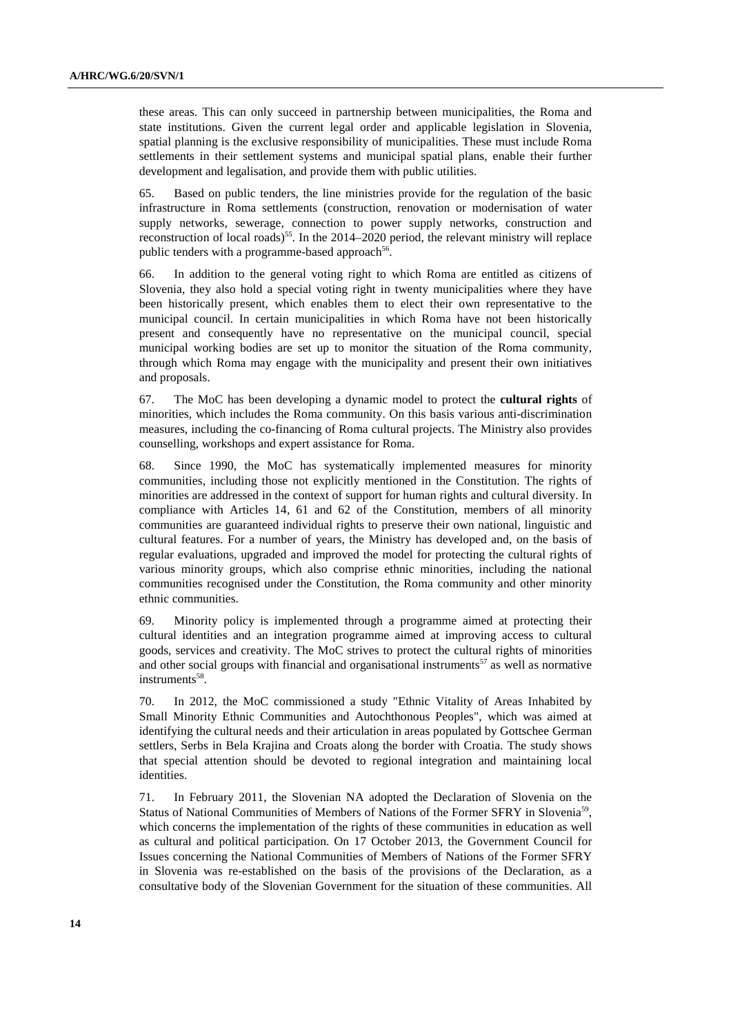these areas. This can only succeed in partnership between municipalities, the Roma and state institutions. Given the current legal order and applicable legislation in Slovenia, spatial planning is the exclusive responsibility of municipalities. These must include Roma settlements in their settlement systems and municipal spatial plans, enable their further development and legalisation, and provide them with public utilities.

65. Based on public tenders, the line ministries provide for the regulation of the basic infrastructure in Roma settlements (construction, renovation or modernisation of water supply networks, sewerage, connection to power supply networks, construction and reconstruction of local roads)[55]. In the 2014–2020 period, the relevant ministry will replace public tenders with a programme-based approach[56].

66. In addition to the general voting right to which Roma are entitled as citizens of Slovenia, they also hold a special voting right in twenty municipalities where they have been historically present, which enables them to elect their own representative to the municipal council. In certain municipalities in which Roma have not been historically present and consequently have no representative on the municipal council, special municipal working bodies are set up to monitor the situation of the Roma community, through which Roma may engage with the municipality and present their own initiatives and proposals.

67. The MoC has been developing a dynamic model to protect the **cultural rights** of minorities, which includes the Roma community. On this basis various anti-discrimination measures, including the co-financing of Roma cultural projects. The Ministry also provides counselling, workshops and expert assistance for Roma.

68. Since 1990, the MoC has systematically implemented measures for minority communities, including those not explicitly mentioned in the Constitution. The rights of minorities are addressed in the context of support for human rights and cultural diversity. In compliance with Articles 14, 61 and 62 of the Constitution, members of all minority communities are guaranteed individual rights to preserve their own national, linguistic and cultural features. For a number of years, the Ministry has developed and, on the basis of regular evaluations, upgraded and improved the model for protecting the cultural rights of various minority groups, which also comprise ethnic minorities, including the national communities recognised under the Constitution, the Roma community and other minority ethnic communities.

69. Minority policy is implemented through a programme aimed at protecting their cultural identities and an integration programme aimed at improving access to cultural goods, services and creativity. The MoC strives to protect the cultural rights of minorities and other social groups with financial and organisational instruments[57] as well as normative instruments[58].

70. In 2012, the MoC commissioned a study "Ethnic Vitality of Areas Inhabited by Small Minority Ethnic Communities and Autochthonous Peoples", which was aimed at identifying the cultural needs and their articulation in areas populated by Gottschee German settlers, Serbs in Bela Krajina and Croats along the border with Croatia. The study shows that special attention should be devoted to regional integration and maintaining local identities.

71. In February 2011, the Slovenian NA adopted the Declaration of Slovenia on the Status of National Communities of Members of Nations of the Former SFRY in Slovenia[59], which concerns the implementation of the rights of these communities in education as well as cultural and political participation. On 17 October 2013, the Government Council for Issues concerning the National Communities of Members of Nations of the Former SFRY in Slovenia was re-established on the basis of the provisions of the Declaration, as a consultative body of the Slovenian Government for the situation of these communities. All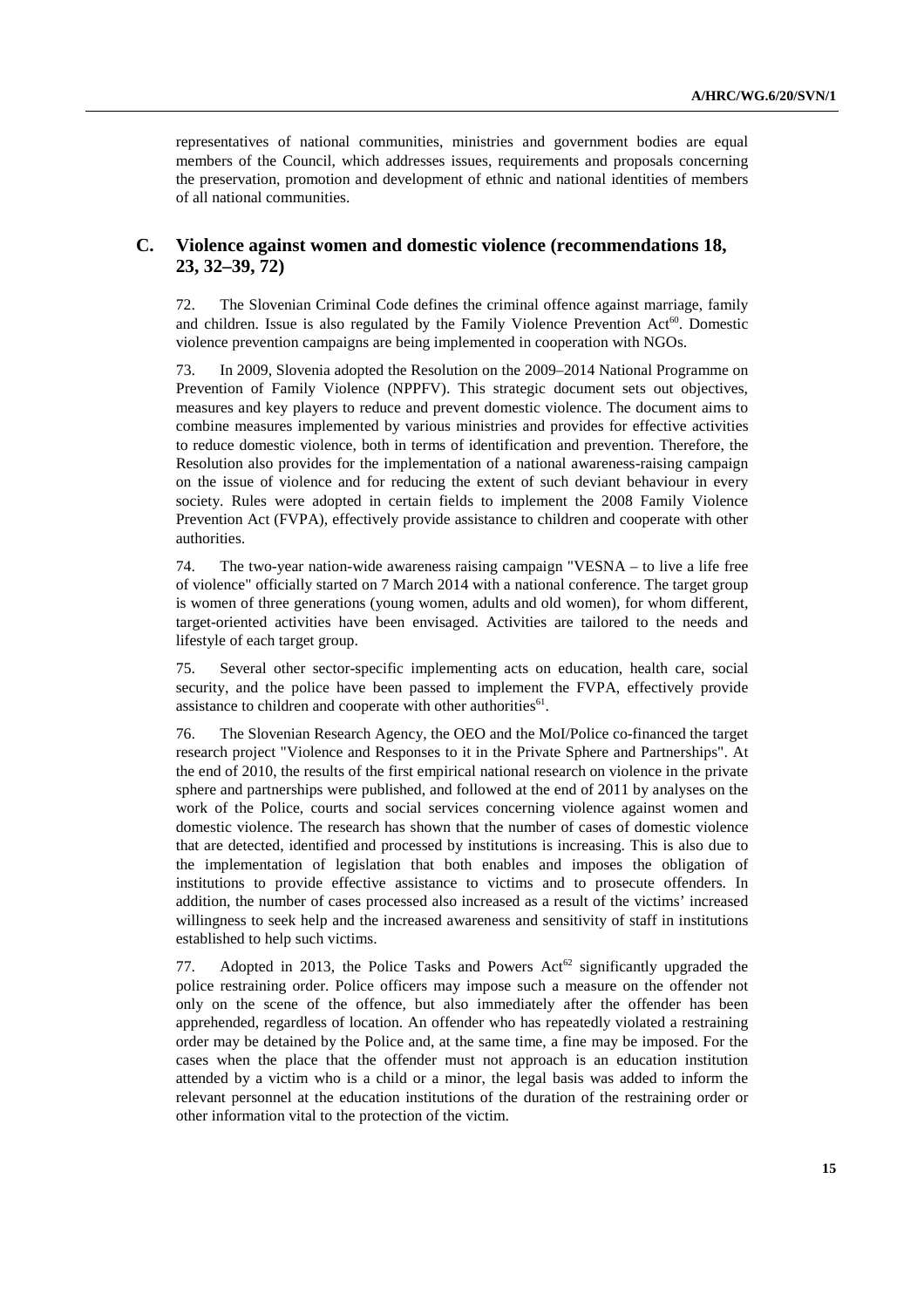representatives of national communities, ministries and government bodies are equal members of the Council, which addresses issues, requirements and proposals concerning the preservation, promotion and development of ethnic and national identities of members of all national communities.

## C. Violence against women and domestic violence (recommendations 18, 23, 32–39, 72)

72. The Slovenian Criminal Code defines the criminal offence against marriage, family and children. Issue is also regulated by the Family Violence Prevention Act[60]. Domestic violence prevention campaigns are being implemented in cooperation with NGOs.

73. In 2009, Slovenia adopted the Resolution on the 2009–2014 National Programme on Prevention of Family Violence (NPPFV). This strategic document sets out objectives, measures and key players to reduce and prevent domestic violence. The document aims to combine measures implemented by various ministries and provides for effective activities to reduce domestic violence, both in terms of identification and prevention. Therefore, the Resolution also provides for the implementation of a national awareness-raising campaign on the issue of violence and for reducing the extent of such deviant behaviour in every society. Rules were adopted in certain fields to implement the 2008 Family Violence Prevention Act (FVPA), effectively provide assistance to children and cooperate with other authorities.

74. The two-year nation-wide awareness raising campaign "VESNA – to live a life free of violence" officially started on 7 March 2014 with a national conference. The target group is women of three generations (young women, adults and old women), for whom different, target-oriented activities have been envisaged. Activities are tailored to the needs and lifestyle of each target group.

75. Several other sector-specific implementing acts on education, health care, social security, and the police have been passed to implement the FVPA, effectively provide assistance to children and cooperate with other authorities[61].

76. The Slovenian Research Agency, the OEO and the MoI/Police co-financed the target research project "Violence and Responses to it in the Private Sphere and Partnerships". At the end of 2010, the results of the first empirical national research on violence in the private sphere and partnerships were published, and followed at the end of 2011 by analyses on the work of the Police, courts and social services concerning violence against women and domestic violence. The research has shown that the number of cases of domestic violence that are detected, identified and processed by institutions is increasing. This is also due to the implementation of legislation that both enables and imposes the obligation of institutions to provide effective assistance to victims and to prosecute offenders. In addition, the number of cases processed also increased as a result of the victims' increased willingness to seek help and the increased awareness and sensitivity of staff in institutions established to help such victims.

77. Adopted in 2013, the Police Tasks and Powers Act[62] significantly upgraded the police restraining order. Police officers may impose such a measure on the offender not only on the scene of the offence, but also immediately after the offender has been apprehended, regardless of location. An offender who has repeatedly violated a restraining order may be detained by the Police and, at the same time, a fine may be imposed. For the cases when the place that the offender must not approach is an education institution attended by a victim who is a child or a minor, the legal basis was added to inform the relevant personnel at the education institutions of the duration of the restraining order or other information vital to the protection of the victim.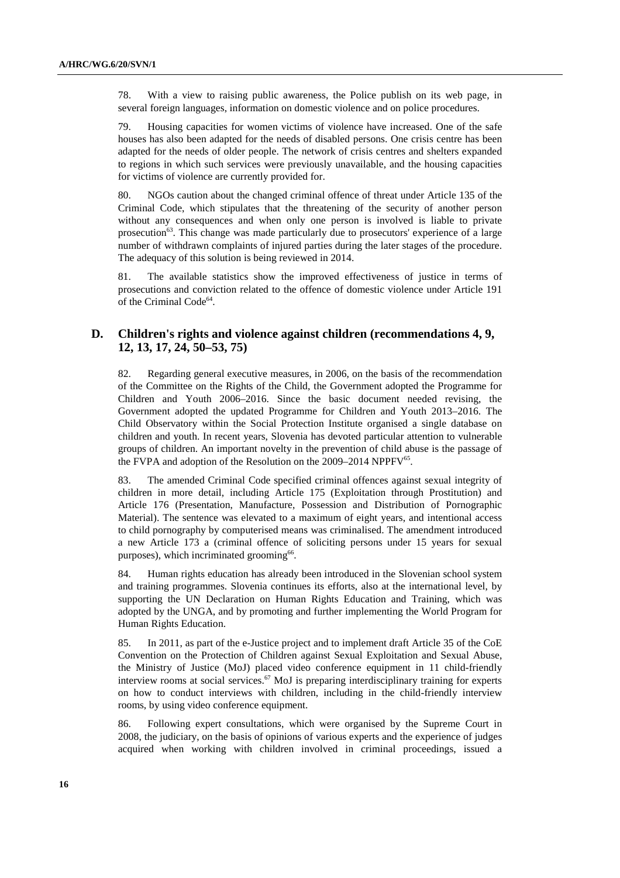78. With a view to raising public awareness, the Police publish on its web page, in several foreign languages, information on domestic violence and on police procedures.

79. Housing capacities for women victims of violence have increased. One of the safe houses has also been adapted for the needs of disabled persons. One crisis centre has been adapted for the needs of older people. The network of crisis centres and shelters expanded to regions in which such services were previously unavailable, and the housing capacities for victims of violence are currently provided for.

80. NGOs caution about the changed criminal offence of threat under Article 135 of the Criminal Code, which stipulates that the threatening of the security of another person without any consequences and when only one person is involved is liable to private prosecution[63]. This change was made particularly due to prosecutors' experience of a large number of withdrawn complaints of injured parties during the later stages of the procedure. The adequacy of this solution is being reviewed in 2014.

81. The available statistics show the improved effectiveness of justice in terms of prosecutions and conviction related to the offence of domestic violence under Article 191 of the Criminal Code[64].

## D. Children's rights and violence against children (recommendations 4, 9, 12, 13, 17, 24, 50–53, 75)

82. Regarding general executive measures, in 2006, on the basis of the recommendation of the Committee on the Rights of the Child, the Government adopted the Programme for Children and Youth 2006–2016. Since the basic document needed revising, the Government adopted the updated Programme for Children and Youth 2013–2016. The Child Observatory within the Social Protection Institute organised a single database on children and youth. In recent years, Slovenia has devoted particular attention to vulnerable groups of children. An important novelty in the prevention of child abuse is the passage of the FVPA and adoption of the Resolution on the 2009–2014 NPPFV[65].

83. The amended Criminal Code specified criminal offences against sexual integrity of children in more detail, including Article 175 (Exploitation through Prostitution) and Article 176 (Presentation, Manufacture, Possession and Distribution of Pornographic Material). The sentence was elevated to a maximum of eight years, and intentional access to child pornography by computerised means was criminalised. The amendment introduced a new Article 173 a (criminal offence of soliciting persons under 15 years for sexual purposes), which incriminated grooming[66].

84. Human rights education has already been introduced in the Slovenian school system and training programmes. Slovenia continues its efforts, also at the international level, by supporting the UN Declaration on Human Rights Education and Training, which was adopted by the UNGA, and by promoting and further implementing the World Program for Human Rights Education.

85. In 2011, as part of the e-Justice project and to implement draft Article 35 of the CoE Convention on the Protection of Children against Sexual Exploitation and Sexual Abuse, the Ministry of Justice (MoJ) placed video conference equipment in 11 child-friendly interview rooms at social services.[67] MoJ is preparing interdisciplinary training for experts on how to conduct interviews with children, including in the child-friendly interview rooms, by using video conference equipment.

86. Following expert consultations, which were organised by the Supreme Court in 2008, the judiciary, on the basis of opinions of various experts and the experience of judges acquired when working with children involved in criminal proceedings, issued a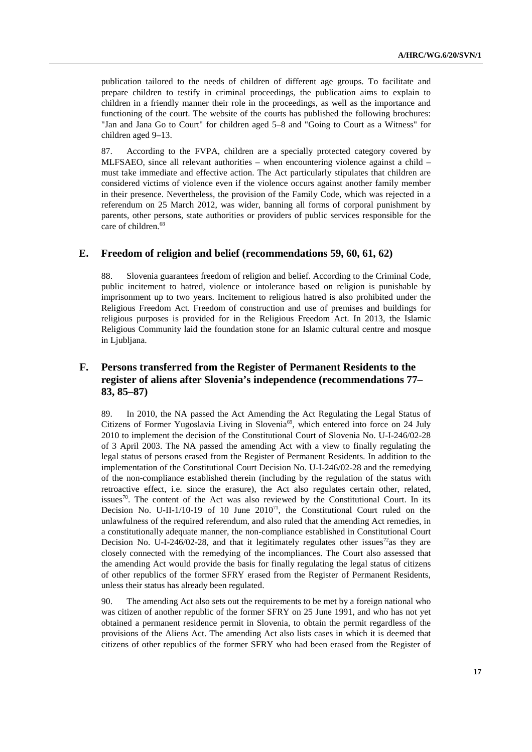publication tailored to the needs of children of different age groups. To facilitate and prepare children to testify in criminal proceedings, the publication aims to explain to children in a friendly manner their role in the proceedings, as well as the importance and functioning of the court. The website of the courts has published the following brochures: "Jan and Jana Go to Court" for children aged 5–8 and "Going to Court as a Witness" for children aged 9–13.

87. According to the FVPA, children are a specially protected category covered by MLFSAEO, since all relevant authorities – when encountering violence against a child – must take immediate and effective action. The Act particularly stipulates that children are considered victims of violence even if the violence occurs against another family member in their presence. Nevertheless, the provision of the Family Code, which was rejected in a referendum on 25 March 2012, was wider, banning all forms of corporal punishment by parents, other persons, state authorities or providers of public services responsible for the care of children.[68]

## E. Freedom of religion and belief (recommendations 59, 60, 61, 62)

88. Slovenia guarantees freedom of religion and belief. According to the Criminal Code, public incitement to hatred, violence or intolerance based on religion is punishable by imprisonment up to two years. Incitement to religious hatred is also prohibited under the Religious Freedom Act. Freedom of construction and use of premises and buildings for religious purposes is provided for in the Religious Freedom Act. In 2013, the Islamic Religious Community laid the foundation stone for an Islamic cultural centre and mosque in Ljubljana.

## F. Persons transferred from the Register of Permanent Residents to the register of aliens after Slovenia's independence (recommendations 77–83, 85–87)

89. In 2010, the NA passed the Act Amending the Act Regulating the Legal Status of Citizens of Former Yugoslavia Living in Slovenia[69], which entered into force on 24 July 2010 to implement the decision of the Constitutional Court of Slovenia No. U-I-246/02-28 of 3 April 2003. The NA passed the amending Act with a view to finally regulating the legal status of persons erased from the Register of Permanent Residents. In addition to the implementation of the Constitutional Court Decision No. U-I-246/02-28 and the remedying of the non-compliance established therein (including by the regulation of the status with retroactive effect, i.e. since the erasure), the Act also regulates certain other, related, issues[70]. The content of the Act was also reviewed by the Constitutional Court. In its Decision No. U-II-1/10-19 of 10 June 2010[71], the Constitutional Court ruled on the unlawfulness of the required referendum, and also ruled that the amending Act remedies, in a constitutionally adequate manner, the non-compliance established in Constitutional Court Decision No. U-I-246/02-28, and that it legitimately regulates other issues[72]as they are closely connected with the remedying of the incompliances. The Court also assessed that the amending Act would provide the basis for finally regulating the legal status of citizens of other republics of the former SFRY erased from the Register of Permanent Residents, unless their status has already been regulated.

90. The amending Act also sets out the requirements to be met by a foreign national who was citizen of another republic of the former SFRY on 25 June 1991, and who has not yet obtained a permanent residence permit in Slovenia, to obtain the permit regardless of the provisions of the Aliens Act. The amending Act also lists cases in which it is deemed that citizens of other republics of the former SFRY who had been erased from the Register of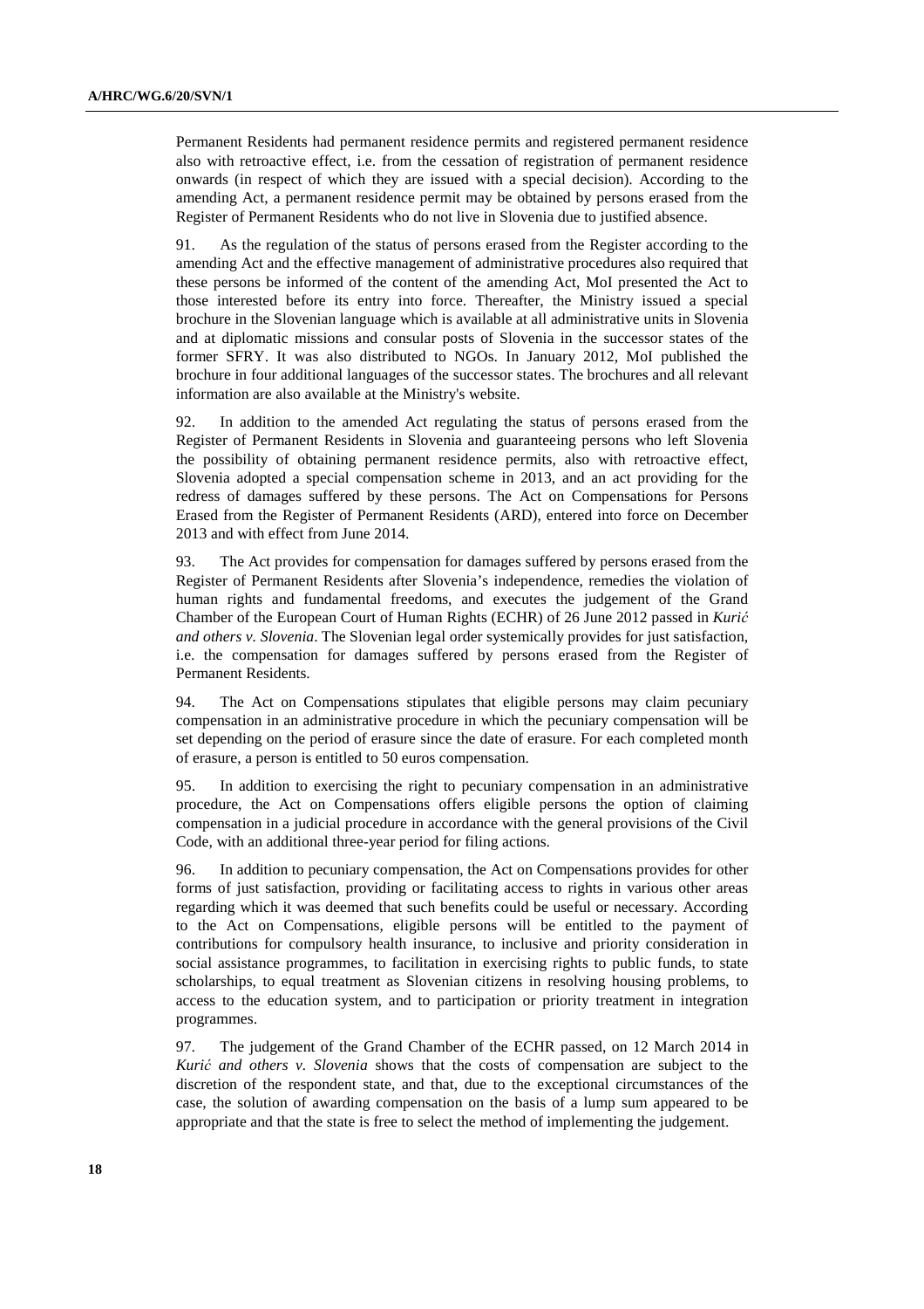Permanent Residents had permanent residence permits and registered permanent residence also with retroactive effect, i.e. from the cessation of registration of permanent residence onwards (in respect of which they are issued with a special decision). According to the amending Act, a permanent residence permit may be obtained by persons erased from the Register of Permanent Residents who do not live in Slovenia due to justified absence.

91. As the regulation of the status of persons erased from the Register according to the amending Act and the effective management of administrative procedures also required that these persons be informed of the content of the amending Act, MoI presented the Act to those interested before its entry into force. Thereafter, the Ministry issued a special brochure in the Slovenian language which is available at all administrative units in Slovenia and at diplomatic missions and consular posts of Slovenia in the successor states of the former SFRY. It was also distributed to NGOs. In January 2012, MoI published the brochure in four additional languages of the successor states. The brochures and all relevant information are also available at the Ministry's website.

92. In addition to the amended Act regulating the status of persons erased from the Register of Permanent Residents in Slovenia and guaranteeing persons who left Slovenia the possibility of obtaining permanent residence permits, also with retroactive effect, Slovenia adopted a special compensation scheme in 2013, and an act providing for the redress of damages suffered by these persons. The Act on Compensations for Persons Erased from the Register of Permanent Residents (ARD), entered into force on December 2013 and with effect from June 2014.

93. The Act provides for compensation for damages suffered by persons erased from the Register of Permanent Residents after Slovenia's independence, remedies the violation of human rights and fundamental freedoms, and executes the judgement of the Grand Chamber of the European Court of Human Rights (ECHR) of 26 June 2012 passed in *Kurić and others v. Slovenia*. The Slovenian legal order systemically provides for just satisfaction, i.e. the compensation for damages suffered by persons erased from the Register of Permanent Residents.

94. The Act on Compensations stipulates that eligible persons may claim pecuniary compensation in an administrative procedure in which the pecuniary compensation will be set depending on the period of erasure since the date of erasure. For each completed month of erasure, a person is entitled to 50 euros compensation.

95. In addition to exercising the right to pecuniary compensation in an administrative procedure, the Act on Compensations offers eligible persons the option of claiming compensation in a judicial procedure in accordance with the general provisions of the Civil Code, with an additional three-year period for filing actions.

96. In addition to pecuniary compensation, the Act on Compensations provides for other forms of just satisfaction, providing or facilitating access to rights in various other areas regarding which it was deemed that such benefits could be useful or necessary. According to the Act on Compensations, eligible persons will be entitled to the payment of contributions for compulsory health insurance, to inclusive and priority consideration in social assistance programmes, to facilitation in exercising rights to public funds, to state scholarships, to equal treatment as Slovenian citizens in resolving housing problems, to access to the education system, and to participation or priority treatment in integration programmes.

97. The judgement of the Grand Chamber of the ECHR passed, on 12 March 2014 in *Kurić and others v. Slovenia* shows that the costs of compensation are subject to the discretion of the respondent state, and that, due to the exceptional circumstances of the case, the solution of awarding compensation on the basis of a lump sum appeared to be appropriate and that the state is free to select the method of implementing the judgement.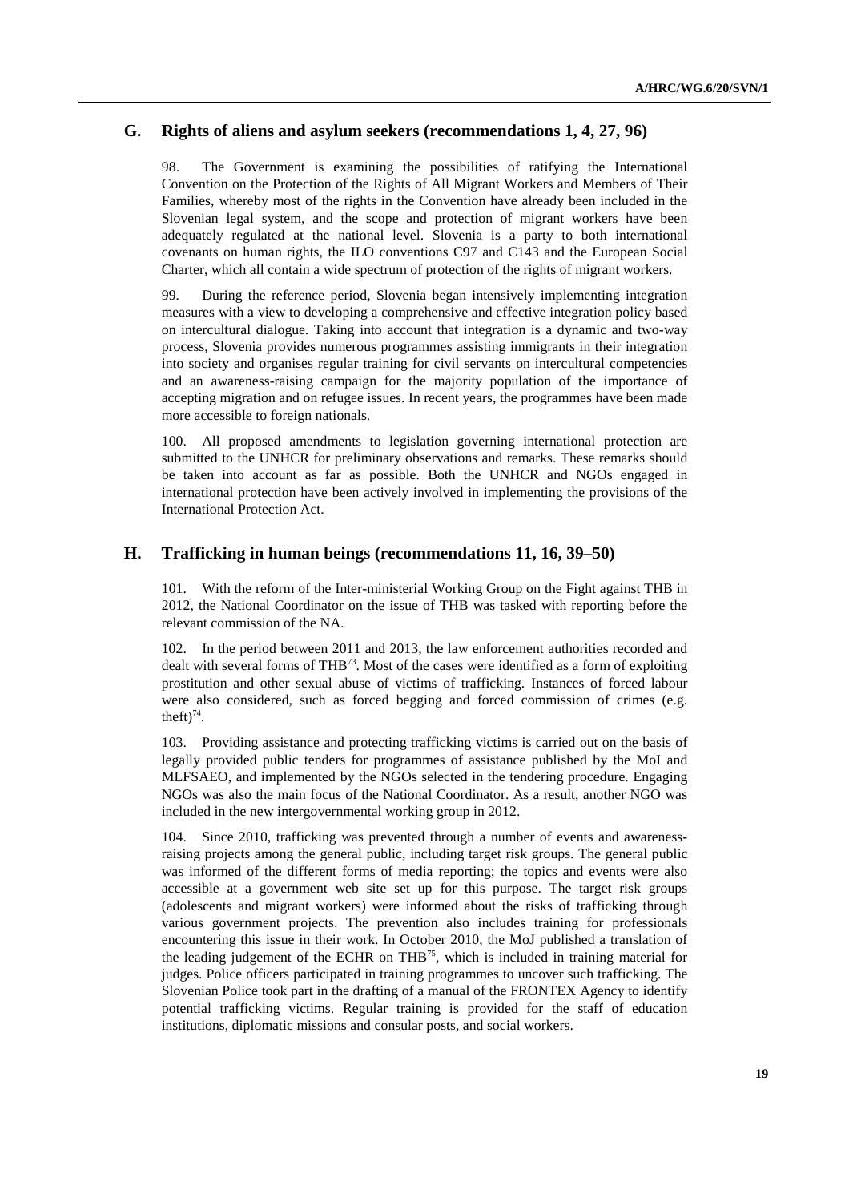## G. Rights of aliens and asylum seekers (recommendations 1, 4, 27, 96)

98. The Government is examining the possibilities of ratifying the International Convention on the Protection of the Rights of All Migrant Workers and Members of Their Families, whereby most of the rights in the Convention have already been included in the Slovenian legal system, and the scope and protection of migrant workers have been adequately regulated at the national level. Slovenia is a party to both international covenants on human rights, the ILO conventions C97 and C143 and the European Social Charter, which all contain a wide spectrum of protection of the rights of migrant workers.

99. During the reference period, Slovenia began intensively implementing integration measures with a view to developing a comprehensive and effective integration policy based on intercultural dialogue. Taking into account that integration is a dynamic and two-way process, Slovenia provides numerous programmes assisting immigrants in their integration into society and organises regular training for civil servants on intercultural competencies and an awareness-raising campaign for the majority population of the importance of accepting migration and on refugee issues. In recent years, the programmes have been made more accessible to foreign nationals.

100. All proposed amendments to legislation governing international protection are submitted to the UNHCR for preliminary observations and remarks. These remarks should be taken into account as far as possible. Both the UNHCR and NGOs engaged in international protection have been actively involved in implementing the provisions of the International Protection Act.

## H. Trafficking in human beings (recommendations 11, 16, 39–50)

101. With the reform of the Inter-ministerial Working Group on the Fight against THB in 2012, the National Coordinator on the issue of THB was tasked with reporting before the relevant commission of the NA.

102. In the period between 2011 and 2013, the law enforcement authorities recorded and dealt with several forms of THB[73]. Most of the cases were identified as a form of exploiting prostitution and other sexual abuse of victims of trafficking. Instances of forced labour were also considered, such as forced begging and forced commission of crimes (e.g. theft)[74].

103. Providing assistance and protecting trafficking victims is carried out on the basis of legally provided public tenders for programmes of assistance published by the MoI and MLFSAEO, and implemented by the NGOs selected in the tendering procedure. Engaging NGOs was also the main focus of the National Coordinator. As a result, another NGO was included in the new intergovernmental working group in 2012.

104. Since 2010, trafficking was prevented through a number of events and awareness-raising projects among the general public, including target risk groups. The general public was informed of the different forms of media reporting; the topics and events were also accessible at a government web site set up for this purpose. The target risk groups (adolescents and migrant workers) were informed about the risks of trafficking through various government projects. The prevention also includes training for professionals encountering this issue in their work. In October 2010, the MoJ published a translation of the leading judgement of the ECHR on THB[75], which is included in training material for judges. Police officers participated in training programmes to uncover such trafficking. The Slovenian Police took part in the drafting of a manual of the FRONTEX Agency to identify potential trafficking victims. Regular training is provided for the staff of education institutions, diplomatic missions and consular posts, and social workers.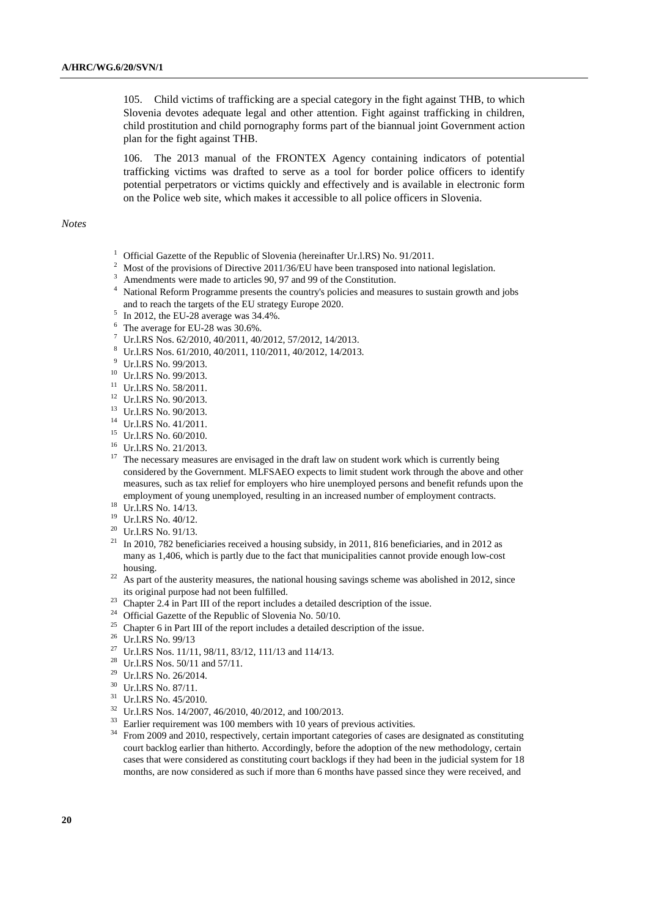105. Child victims of trafficking are a special category in the fight against THB, to which Slovenia devotes adequate legal and other attention. Fight against trafficking in children, child prostitution and child pornography forms part of the biannual joint Government action plan for the fight against THB.

106. The 2013 manual of the FRONTEX Agency containing indicators of potential trafficking victims was drafted to serve as a tool for border police officers to identify potential perpetrators or victims quickly and effectively and is available in electronic form on the Police web site, which makes it accessible to all police officers in Slovenia.

*Notes*

[1] Official Gazette of the Republic of Slovenia (hereinafter Ur.l.RS) No. 91/2011.

[2] Most of the provisions of Directive 2011/36/EU have been transposed into national legislation.

[3] Amendments were made to articles 90, 97 and 99 of the Constitution.

[4] National Reform Programme presents the country's policies and measures to sustain growth and jobs and to reach the targets of the EU strategy Europe 2020.

[5] In 2012, the EU-28 average was 34.4%.

[6] The average for EU-28 was 30.6%.

[7] Ur.l.RS Nos. 62/2010, 40/2011, 40/2012, 57/2012, 14/2013.

[8] Ur.l.RS Nos. 61/2010, 40/2011, 110/2011, 40/2012, 14/2013.

[9] Ur.l.RS No. 99/2013.

[10] Ur.l.RS No. 99/2013.

[11] Ur.l.RS No. 58/2011.

[12] Ur.l.RS No. 90/2013.

[13] Ur.l.RS No. 90/2013.

[14] Ur.l.RS No. 41/2011.

[15] Ur.l.RS No. 60/2010.

[16] Ur.l.RS No. 21/2013.

[17] The necessary measures are envisaged in the draft law on student work which is currently being considered by the Government. MLFSAEO expects to limit student work through the above and other measures, such as tax relief for employers who hire unemployed persons and benefit refunds upon the employment of young unemployed, resulting in an increased number of employment contracts.

[18] Ur.l.RS No. 14/13.

[19] Ur.l.RS No. 40/12.

[20] Ur.l.RS No. 91/13.

[21] In 2010, 782 beneficiaries received a housing subsidy, in 2011, 816 beneficiaries, and in 2012 as many as 1,406, which is partly due to the fact that municipalities cannot provide enough low-cost housing.

[22] As part of the austerity measures, the national housing savings scheme was abolished in 2012, since its original purpose had not been fulfilled.

[23] Chapter 2.4 in Part III of the report includes a detailed description of the issue.

[24] Official Gazette of the Republic of Slovenia No. 50/10.

[25] Chapter 6 in Part III of the report includes a detailed description of the issue.

[26] Ur.l.RS No. 99/13

[27] Ur.l.RS Nos. 11/11, 98/11, 83/12, 111/13 and 114/13.

[28] Ur.l.RS Nos. 50/11 and 57/11.

[29] Ur.l.RS No. 26/2014.

[30] Ur.l.RS No. 87/11.

[31] Ur.l.RS No. 45/2010.

[32] Ur.l.RS Nos. 14/2007, 46/2010, 40/2012, and 100/2013.

[33] Earlier requirement was 100 members with 10 years of previous activities.

[34] From 2009 and 2010, respectively, certain important categories of cases are designated as constituting court backlog earlier than hitherto. Accordingly, before the adoption of the new methodology, certain cases that were considered as constituting court backlogs if they had been in the judicial system for 18 months, are now considered as such if more than 6 months have passed since they were received, and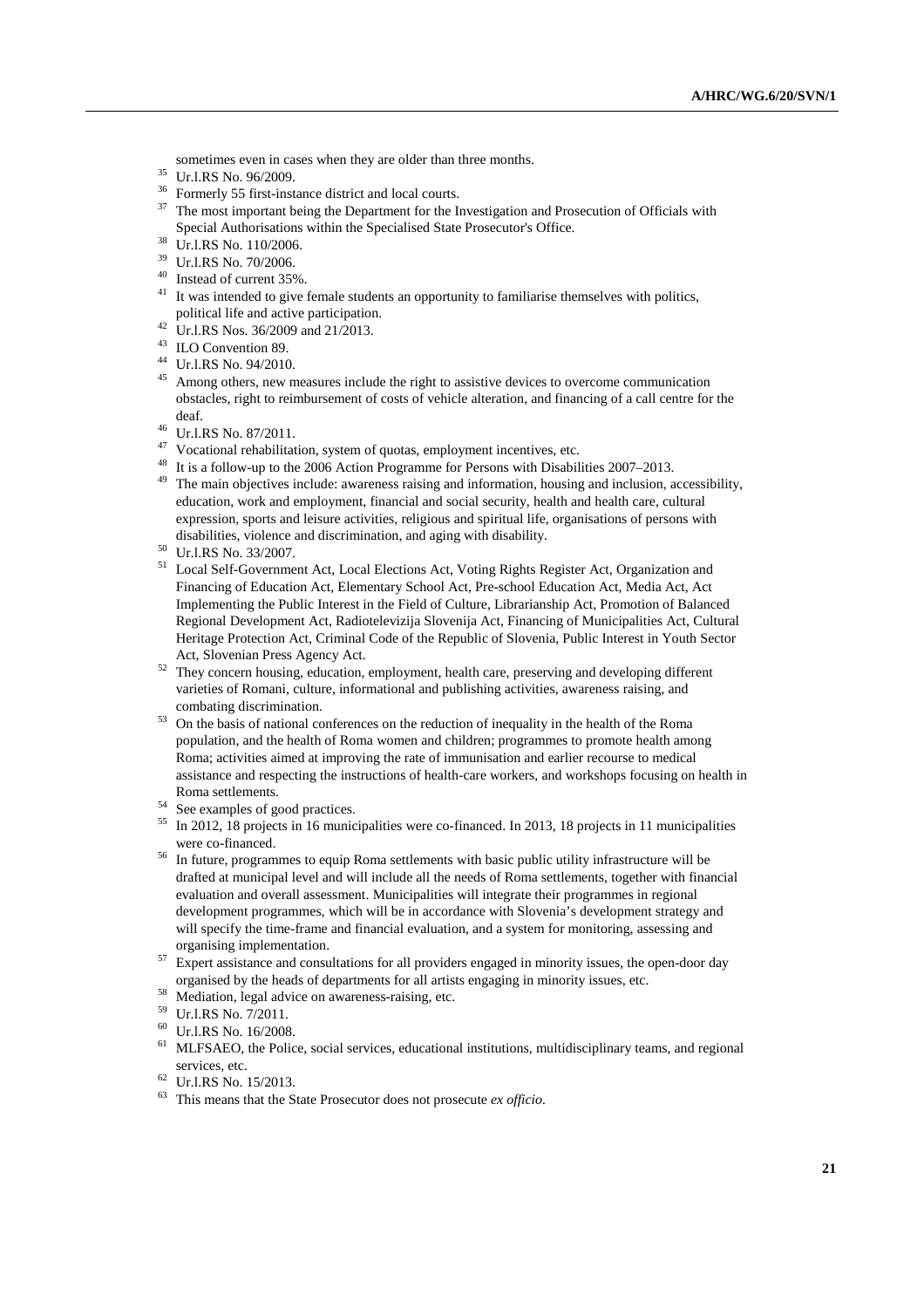sometimes even in cases when they are older than three months.

[35] Ur.l.RS No. 96/2009.

[36] Formerly 55 first-instance district and local courts.

[37] The most important being the Department for the Investigation and Prosecution of Officials with Special Authorisations within the Specialised State Prosecutor's Office.

[38] Ur.l.RS No. 110/2006.

[39] Ur.l.RS No. 70/2006.

[40] Instead of current 35%.

[41] It was intended to give female students an opportunity to familiarise themselves with politics, political life and active participation.

[42] Ur.l.RS Nos. 36/2009 and 21/2013.

[43] ILO Convention 89.

[44] Ur.l.RS No. 94/2010.

[45] Among others, new measures include the right to assistive devices to overcome communication obstacles, right to reimbursement of costs of vehicle alteration, and financing of a call centre for the deaf.

[46] Ur.l.RS No. 87/2011.

[47] Vocational rehabilitation, system of quotas, employment incentives, etc.

[48] It is a follow-up to the 2006 Action Programme for Persons with Disabilities 2007–2013.

[49] The main objectives include: awareness raising and information, housing and inclusion, accessibility, education, work and employment, financial and social security, health and health care, cultural expression, sports and leisure activities, religious and spiritual life, organisations of persons with disabilities, violence and discrimination, and aging with disability.

[50] Ur.l.RS No. 33/2007.

[51] Local Self-Government Act, Local Elections Act, Voting Rights Register Act, Organization and Financing of Education Act, Elementary School Act, Pre-school Education Act, Media Act, Act Implementing the Public Interest in the Field of Culture, Librarianship Act, Promotion of Balanced Regional Development Act, Radiotelevizija Slovenija Act, Financing of Municipalities Act, Cultural Heritage Protection Act, Criminal Code of the Republic of Slovenia, Public Interest in Youth Sector Act, Slovenian Press Agency Act.

[52] They concern housing, education, employment, health care, preserving and developing different varieties of Romani, culture, informational and publishing activities, awareness raising, and combating discrimination.

[53] On the basis of national conferences on the reduction of inequality in the health of the Roma population, and the health of Roma women and children; programmes to promote health among Roma; activities aimed at improving the rate of immunisation and earlier recourse to medical assistance and respecting the instructions of health-care workers, and workshops focusing on health in Roma settlements.

[54] See examples of good practices.

[55] In 2012, 18 projects in 16 municipalities were co-financed. In 2013, 18 projects in 11 municipalities were co-financed.

[56] In future, programmes to equip Roma settlements with basic public utility infrastructure will be drafted at municipal level and will include all the needs of Roma settlements, together with financial evaluation and overall assessment. Municipalities will integrate their programmes in regional development programmes, which will be in accordance with Slovenia's development strategy and will specify the time-frame and financial evaluation, and a system for monitoring, assessing and organising implementation.

[57] Expert assistance and consultations for all providers engaged in minority issues, the open-door day organised by the heads of departments for all artists engaging in minority issues, etc.

[58] Mediation, legal advice on awareness-raising, etc.

[59] Ur.l.RS No. 7/2011.

[60] Ur.l.RS No. 16/2008.

[61] MLFSAEO, the Police, social services, educational institutions, multidisciplinary teams, and regional services, etc.

[62] Ur.l.RS No. 15/2013.

[63] This means that the State Prosecutor does not prosecute *ex officio*.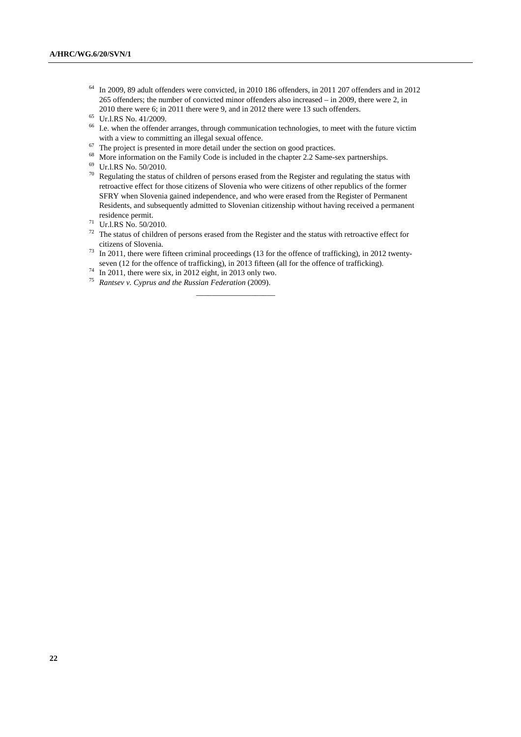[64] In 2009, 89 adult offenders were convicted, in 2010 186 offenders, in 2011 207 offenders and in 2012 265 offenders; the number of convicted minor offenders also increased – in 2009, there were 2, in 2010 there were 6; in 2011 there were 9, and in 2012 there were 13 such offenders.

[65] Ur.l.RS No. 41/2009.

[66] I.e. when the offender arranges, through communication technologies, to meet with the future victim with a view to committing an illegal sexual offence.

[67] The project is presented in more detail under the section on good practices.

[68] More information on the Family Code is included in the chapter 2.2 Same-sex partnerships.

[69] Ur.l.RS No. 50/2010.

[70] Regulating the status of children of persons erased from the Register and regulating the status with retroactive effect for those citizens of Slovenia who were citizens of other republics of the former SFRY when Slovenia gained independence, and who were erased from the Register of Permanent Residents, and subsequently admitted to Slovenian citizenship without having received a permanent residence permit.

[71] Ur.l.RS No. 50/2010.

[72] The status of children of persons erased from the Register and the status with retroactive effect for citizens of Slovenia.

[73] In 2011, there were fifteen criminal proceedings (13 for the offence of trafficking), in 2012 twenty-seven (12 for the offence of trafficking), in 2013 fifteen (all for the offence of trafficking).

[74] In 2011, there were six, in 2012 eight, in 2013 only two.

[75] *Rantsev v. Cyprus and the Russian Federation* (2009).